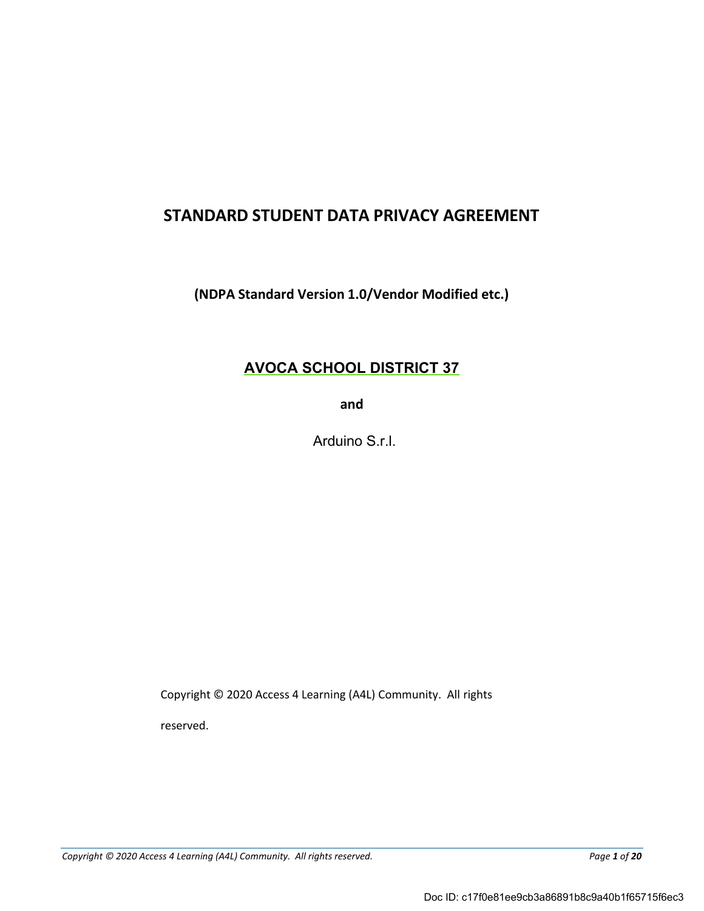# STANDARD STUDENT DATA PRIVACY AGREEMENT

**(NDPA Standard Version 1.0/Vendor Modified etc.)**

## AVOCA SCHOOL DISTRICT 37

**and**

Arduino S.r.l.

Copyright © 2020 Access 4 Learning (A4L) Community. All rights reserved.

Doc ID: c17f0e81ee9cb3a86891b8c9a40b1f65715f6ec3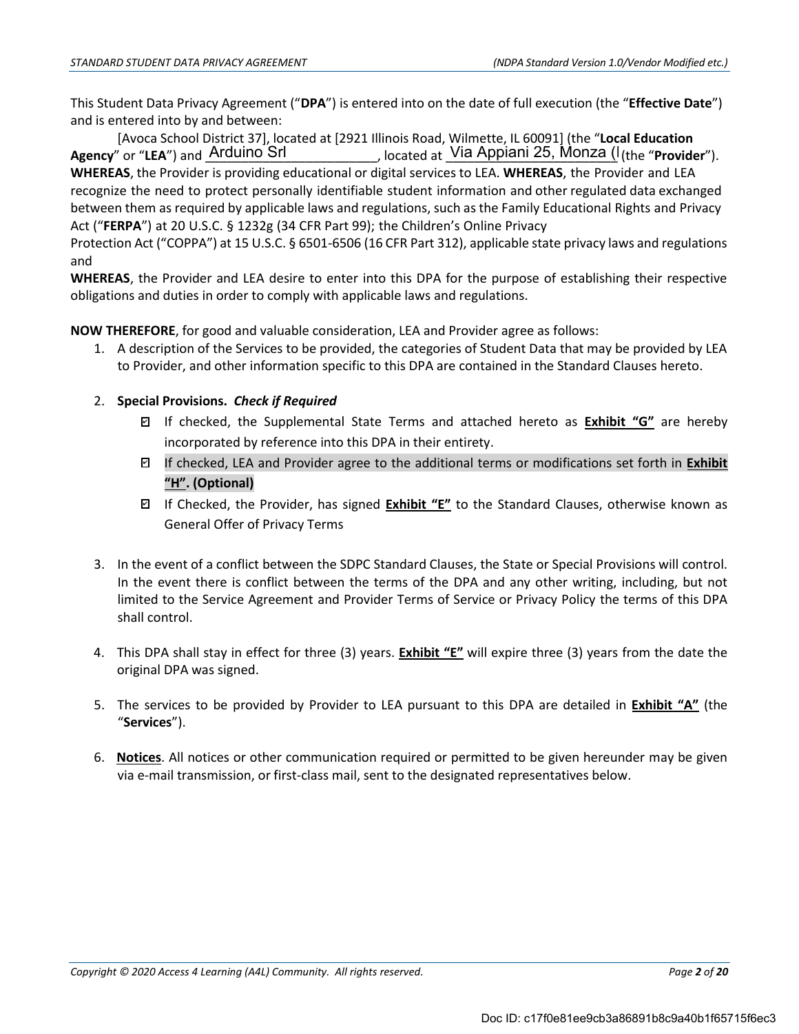This Student Data Privacy Agreement ("**DPA**") is entered into on the date of full execution (the "**Effective Date**") and is entered into by and between:

[Avoca School District 37], located at [2921 Illinois Road, Wilmette, IL 60091] (the "**Local Education Agency**" or "**LEA**") and Arduino Srl, located at Via Appiani 25, Monza (I (the "**Provider**").

**WHEREAS**, the Provider is providing educational or digital services to LEA. **WHEREAS**, the Provider and LEA recognize the need to protect personally identifiable student information and other regulated data exchanged between them as required by applicable laws and regulations, such as the Family Educational Rights and Privacy Act ("**FERPA**") at 20 U.S.C. § 1232g (34 CFR Part 99); the Children's Online Privacy Protection Act ("COPPA") at 15 U.S.C. § 6501-6506 (16 CFR Part 312), applicable state privacy laws and regulations and

**WHEREAS**, the Provider and LEA desire to enter into this DPA for the purpose of establishing their respective obligations and duties in order to comply with applicable laws and regulations.

**NOW THEREFORE**, for good and valuable consideration, LEA and Provider agree as follows:

1. A description of the Services to be provided, the categories of Student Data that may be provided by LEA to Provider, and other information specific to this DPA are contained in the Standard Clauses hereto.

2. **Special Provisions.** ***Check if Required***
   - ☑ If checked, the Supplemental State Terms and attached hereto as **<u>Exhibit "G"</u>** are hereby incorporated by reference into this DPA in their entirety.
   - ☑ If checked, LEA and Provider agree to the additional terms or modifications set forth in **<u>Exhibit "H"</u>. (Optional)**
   - ☑ If Checked, the Provider, has signed **<u>Exhibit "E"</u>** to the Standard Clauses, otherwise known as General Offer of Privacy Terms

3. In the event of a conflict between the SDPC Standard Clauses, the State or Special Provisions will control. In the event there is conflict between the terms of the DPA and any other writing, including, but not limited to the Service Agreement and Provider Terms of Service or Privacy Policy the terms of this DPA shall control.

4. This DPA shall stay in effect for three (3) years. **<u>Exhibit "E"</u>** will expire three (3) years from the date the original DPA was signed.

5. The services to be provided by Provider to LEA pursuant to this DPA are detailed in **<u>Exhibit "A"</u>** (the "**Services**").

6. **<u>Notices</u>**. All notices or other communication required or permitted to be given hereunder may be given via e-mail transmission, or first-class mail, sent to the designated representatives below.

Doc ID: c17f0e81ee9cb3a86891b8c9a40b1f65715f6ec3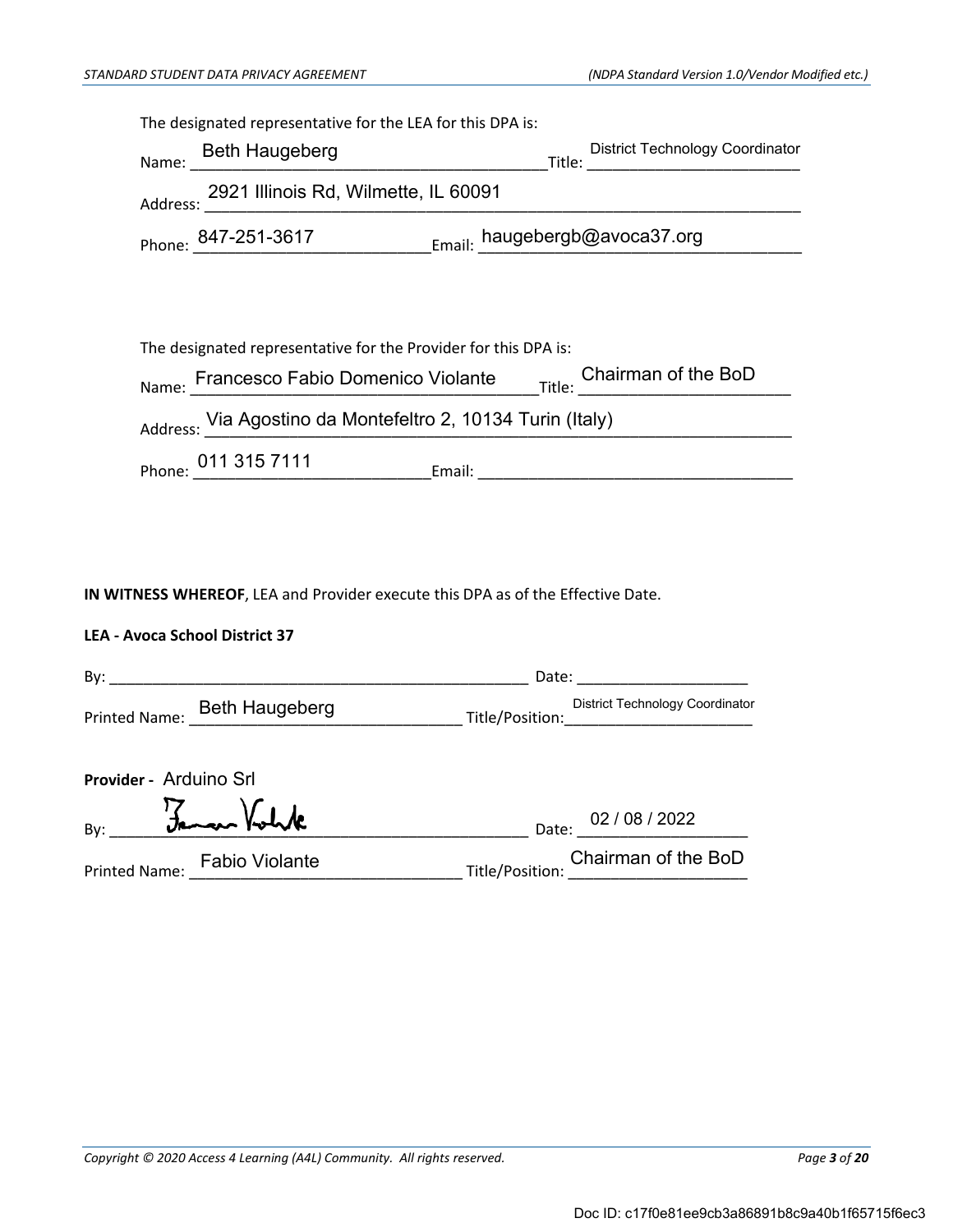The designated representative for the LEA for this DPA is:

Name: Beth Haugeberg Title: District Technology Coordinator

Address: 2921 Illinois Rd, Wilmette, IL 60091

Phone: 847-251-3617 Email: haugebergb@avoca37.org

The designated representative for the Provider for this DPA is:

Name: Francesco Fabio Domenico Violante Title: Chairman of the BoD

Address: Via Agostino da Montefeltro 2, 10134 Turin (Italy)

Phone: 011 315 7111 Email: ______________________

**IN WITNESS WHEREOF**, LEA and Provider execute this DPA as of the Effective Date.

**LEA - Avoca School District 37**

By: ______________________ Date: ______________________

Printed Name: Beth Haugeberg Title/Position: District Technology Coordinator

**Provider -** Arduino Srl

By: [signature] Date: 02 / 08 / 2022

Printed Name: Fabio Violante Title/Position: Chairman of the BoD

Doc ID: c17f0e81ee9cb3a86891b8c9a40b1f65715f6ec3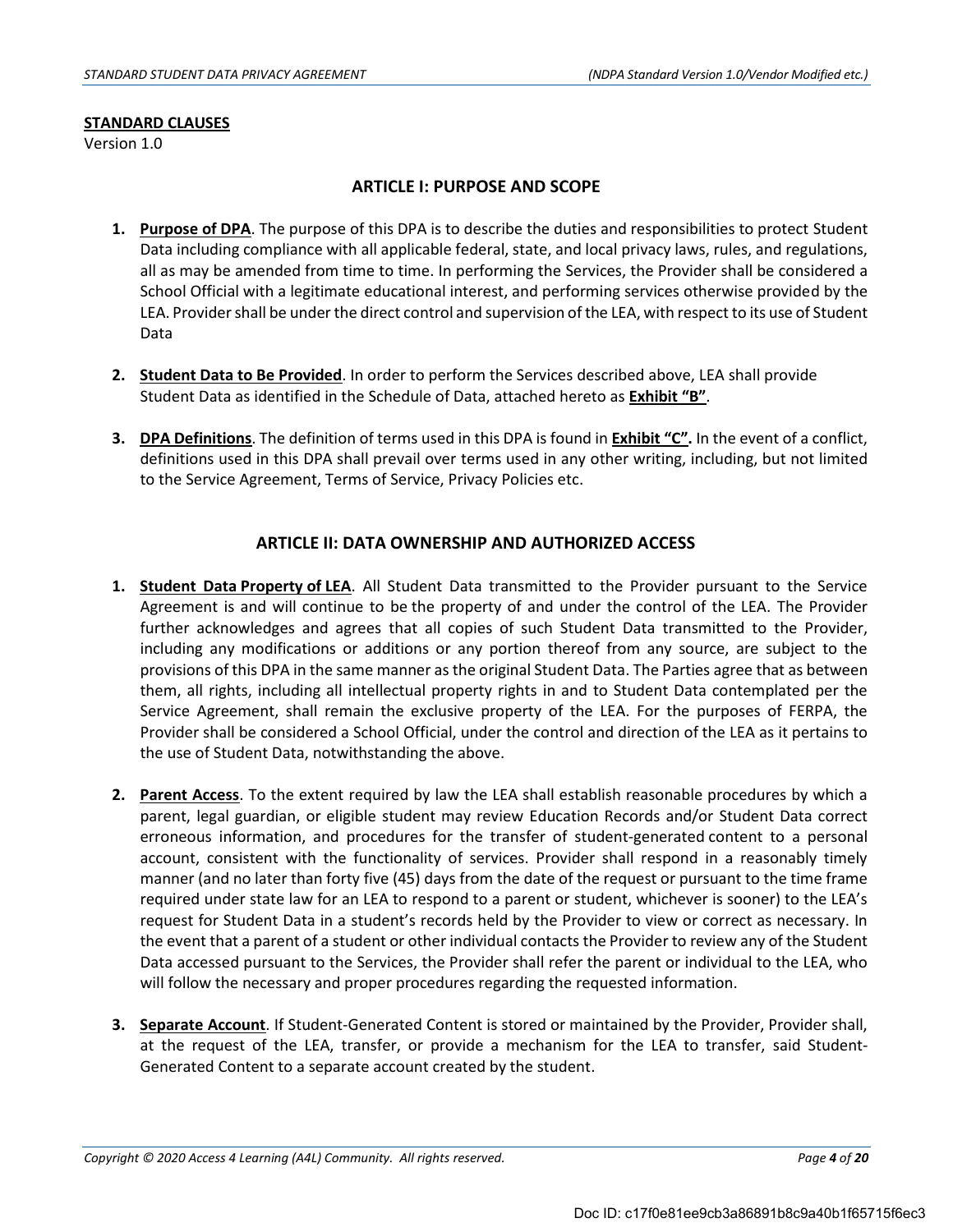**STANDARD CLAUSES**

Version 1.0

## ARTICLE I: PURPOSE AND SCOPE

1. **Purpose of DPA**. The purpose of this DPA is to describe the duties and responsibilities to protect Student Data including compliance with all applicable federal, state, and local privacy laws, rules, and regulations, all as may be amended from time to time. In performing the Services, the Provider shall be considered a School Official with a legitimate educational interest, and performing services otherwise provided by the LEA. Provider shall be under the direct control and supervision of the LEA, with respect to its use of Student Data

2. **Student Data to Be Provided**. In order to perform the Services described above, LEA shall provide Student Data as identified in the Schedule of Data, attached hereto as **Exhibit "B"**.

3. **DPA Definitions**. The definition of terms used in this DPA is found in **Exhibit "C".** In the event of a conflict, definitions used in this DPA shall prevail over terms used in any other writing, including, but not limited to the Service Agreement, Terms of Service, Privacy Policies etc.

## ARTICLE II: DATA OWNERSHIP AND AUTHORIZED ACCESS

1. **Student Data Property of LEA**. All Student Data transmitted to the Provider pursuant to the Service Agreement is and will continue to be the property of and under the control of the LEA. The Provider further acknowledges and agrees that all copies of such Student Data transmitted to the Provider, including any modifications or additions or any portion thereof from any source, are subject to the provisions of this DPA in the same manner as the original Student Data. The Parties agree that as between them, all rights, including all intellectual property rights in and to Student Data contemplated per the Service Agreement, shall remain the exclusive property of the LEA. For the purposes of FERPA, the Provider shall be considered a School Official, under the control and direction of the LEA as it pertains to the use of Student Data, notwithstanding the above.

2. **Parent Access**. To the extent required by law the LEA shall establish reasonable procedures by which a parent, legal guardian, or eligible student may review Education Records and/or Student Data correct erroneous information, and procedures for the transfer of student-generated content to a personal account, consistent with the functionality of services. Provider shall respond in a reasonably timely manner (and no later than forty five (45) days from the date of the request or pursuant to the time frame required under state law for an LEA to respond to a parent or student, whichever is sooner) to the LEA's request for Student Data in a student's records held by the Provider to view or correct as necessary. In the event that a parent of a student or other individual contacts the Provider to review any of the Student Data accessed pursuant to the Services, the Provider shall refer the parent or individual to the LEA, who will follow the necessary and proper procedures regarding the requested information.

3. **Separate Account**. If Student-Generated Content is stored or maintained by the Provider, Provider shall, at the request of the LEA, transfer, or provide a mechanism for the LEA to transfer, said Student-Generated Content to a separate account created by the student.

Doc ID: c17f0e81ee9cb3a86891b8c9a40b1f65715f6ec3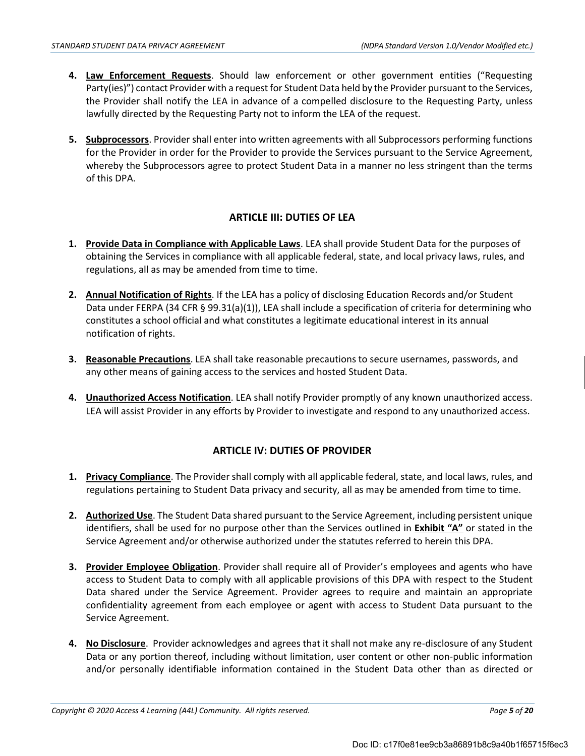4. **Law Enforcement Requests**. Should law enforcement or other government entities ("Requesting Party(ies)") contact Provider with a request for Student Data held by the Provider pursuant to the Services, the Provider shall notify the LEA in advance of a compelled disclosure to the Requesting Party, unless lawfully directed by the Requesting Party not to inform the LEA of the request.

5. **Subprocessors**. Provider shall enter into written agreements with all Subprocessors performing functions for the Provider in order for the Provider to provide the Services pursuant to the Service Agreement, whereby the Subprocessors agree to protect Student Data in a manner no less stringent than the terms of this DPA.

## ARTICLE III: DUTIES OF LEA

1. **Provide Data in Compliance with Applicable Laws**. LEA shall provide Student Data for the purposes of obtaining the Services in compliance with all applicable federal, state, and local privacy laws, rules, and regulations, all as may be amended from time to time.

2. **Annual Notification of Rights**. If the LEA has a policy of disclosing Education Records and/or Student Data under FERPA (34 CFR § 99.31(a)(1)), LEA shall include a specification of criteria for determining who constitutes a school official and what constitutes a legitimate educational interest in its annual notification of rights.

3. **Reasonable Precautions**. LEA shall take reasonable precautions to secure usernames, passwords, and any other means of gaining access to the services and hosted Student Data.

4. **Unauthorized Access Notification**. LEA shall notify Provider promptly of any known unauthorized access. LEA will assist Provider in any efforts by Provider to investigate and respond to any unauthorized access.

## ARTICLE IV: DUTIES OF PROVIDER

1. **Privacy Compliance**. The Provider shall comply with all applicable federal, state, and local laws, rules, and regulations pertaining to Student Data privacy and security, all as may be amended from time to time.

2. **Authorized Use**. The Student Data shared pursuant to the Service Agreement, including persistent unique identifiers, shall be used for no purpose other than the Services outlined in **Exhibit "A"** or stated in the Service Agreement and/or otherwise authorized under the statutes referred to herein this DPA.

3. **Provider Employee Obligation**. Provider shall require all of Provider's employees and agents who have access to Student Data to comply with all applicable provisions of this DPA with respect to the Student Data shared under the Service Agreement. Provider agrees to require and maintain an appropriate confidentiality agreement from each employee or agent with access to Student Data pursuant to the Service Agreement.

4. **No Disclosure**. Provider acknowledges and agrees that it shall not make any re-disclosure of any Student Data or any portion thereof, including without limitation, user content or other non-public information and/or personally identifiable information contained in the Student Data other than as directed or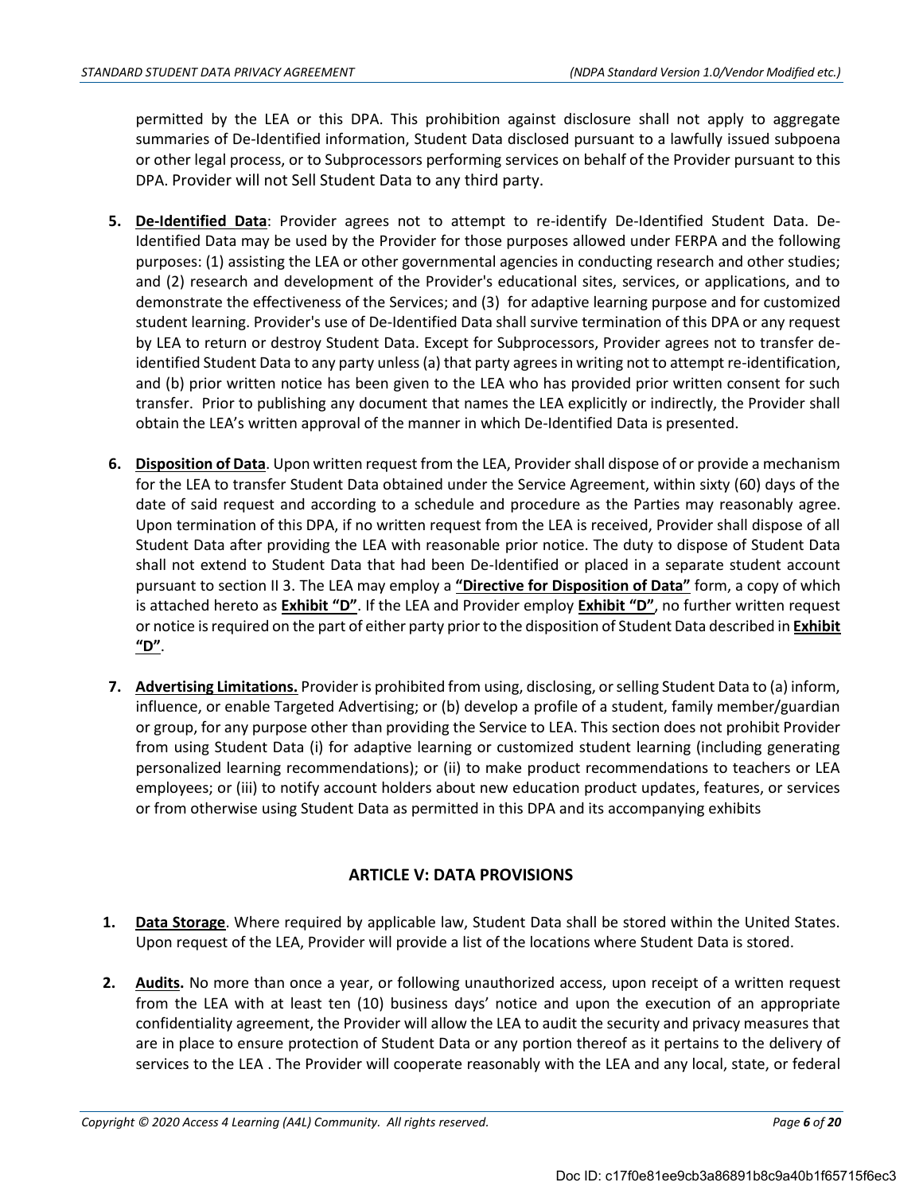permitted by the LEA or this DPA. This prohibition against disclosure shall not apply to aggregate summaries of De-Identified information, Student Data disclosed pursuant to a lawfully issued subpoena or other legal process, or to Subprocessors performing services on behalf of the Provider pursuant to this DPA. Provider will not Sell Student Data to any third party.

5. **De-Identified Data**: Provider agrees not to attempt to re-identify De-Identified Student Data. De-Identified Data may be used by the Provider for those purposes allowed under FERPA and the following purposes: (1) assisting the LEA or other governmental agencies in conducting research and other studies; and (2) research and development of the Provider's educational sites, services, or applications, and to demonstrate the effectiveness of the Services; and (3) for adaptive learning purpose and for customized student learning. Provider's use of De-Identified Data shall survive termination of this DPA or any request by LEA to return or destroy Student Data. Except for Subprocessors, Provider agrees not to transfer de-identified Student Data to any party unless (a) that party agrees in writing not to attempt re-identification, and (b) prior written notice has been given to the LEA who has provided prior written consent for such transfer. Prior to publishing any document that names the LEA explicitly or indirectly, the Provider shall obtain the LEA's written approval of the manner in which De-Identified Data is presented.

6. **Disposition of Data**. Upon written request from the LEA, Provider shall dispose of or provide a mechanism for the LEA to transfer Student Data obtained under the Service Agreement, within sixty (60) days of the date of said request and according to a schedule and procedure as the Parties may reasonably agree. Upon termination of this DPA, if no written request from the LEA is received, Provider shall dispose of all Student Data after providing the LEA with reasonable prior notice. The duty to dispose of Student Data shall not extend to Student Data that had been De-Identified or placed in a separate student account pursuant to section II 3. The LEA may employ a **"Directive for Disposition of Data"** form, a copy of which is attached hereto as **Exhibit "D"**. If the LEA and Provider employ **Exhibit "D"**, no further written request or notice is required on the part of either party prior to the disposition of Student Data described in **Exhibit "D"**.

7. **Advertising Limitations.** Provider is prohibited from using, disclosing, or selling Student Data to (a) inform, influence, or enable Targeted Advertising; or (b) develop a profile of a student, family member/guardian or group, for any purpose other than providing the Service to LEA. This section does not prohibit Provider from using Student Data (i) for adaptive learning or customized student learning (including generating personalized learning recommendations); or (ii) to make product recommendations to teachers or LEA employees; or (iii) to notify account holders about new education product updates, features, or services or from otherwise using Student Data as permitted in this DPA and its accompanying exhibits

## ARTICLE V: DATA PROVISIONS

1. **Data Storage**. Where required by applicable law, Student Data shall be stored within the United States. Upon request of the LEA, Provider will provide a list of the locations where Student Data is stored.

2. **Audits.** No more than once a year, or following unauthorized access, upon receipt of a written request from the LEA with at least ten (10) business days' notice and upon the execution of an appropriate confidentiality agreement, the Provider will allow the LEA to audit the security and privacy measures that are in place to ensure protection of Student Data or any portion thereof as it pertains to the delivery of services to the LEA . The Provider will cooperate reasonably with the LEA and any local, state, or federal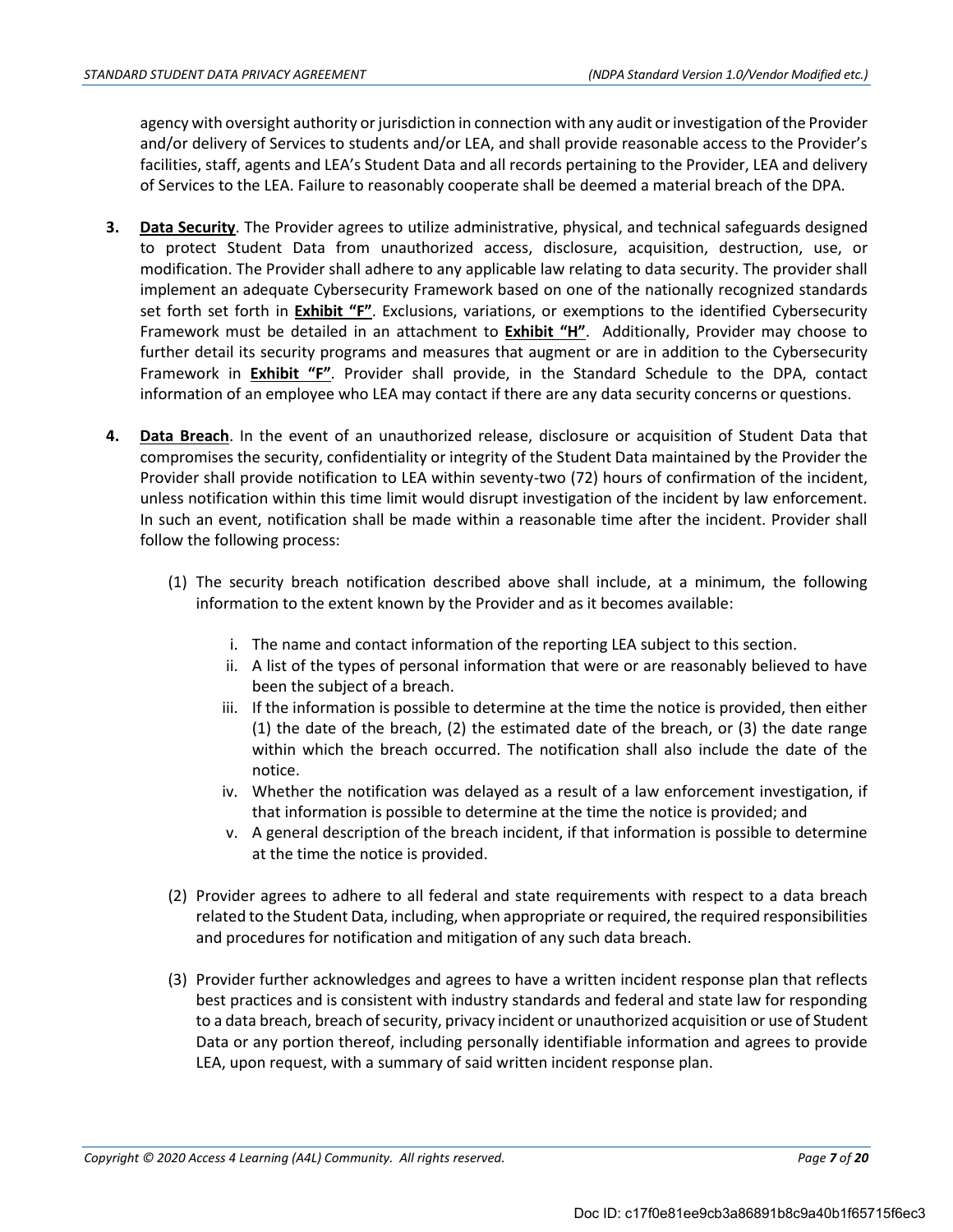agency with oversight authority or jurisdiction in connection with any audit or investigation of the Provider and/or delivery of Services to students and/or LEA, and shall provide reasonable access to the Provider's facilities, staff, agents and LEA's Student Data and all records pertaining to the Provider, LEA and delivery of Services to the LEA. Failure to reasonably cooperate shall be deemed a material breach of the DPA.

3. **Data Security**. The Provider agrees to utilize administrative, physical, and technical safeguards designed to protect Student Data from unauthorized access, disclosure, acquisition, destruction, use, or modification. The Provider shall adhere to any applicable law relating to data security. The provider shall implement an adequate Cybersecurity Framework based on one of the nationally recognized standards set forth set forth in **Exhibit "F"**. Exclusions, variations, or exemptions to the identified Cybersecurity Framework must be detailed in an attachment to **Exhibit "H"**. Additionally, Provider may choose to further detail its security programs and measures that augment or are in addition to the Cybersecurity Framework in **Exhibit "F"**. Provider shall provide, in the Standard Schedule to the DPA, contact information of an employee who LEA may contact if there are any data security concerns or questions.

4. **Data Breach**. In the event of an unauthorized release, disclosure or acquisition of Student Data that compromises the security, confidentiality or integrity of the Student Data maintained by the Provider the Provider shall provide notification to LEA within seventy-two (72) hours of confirmation of the incident, unless notification within this time limit would disrupt investigation of the incident by law enforcement. In such an event, notification shall be made within a reasonable time after the incident. Provider shall follow the following process:

   (1) The security breach notification described above shall include, at a minimum, the following information to the extent known by the Provider and as it becomes available:

      i. The name and contact information of the reporting LEA subject to this section.
      ii. A list of the types of personal information that were or are reasonably believed to have been the subject of a breach.
      iii. If the information is possible to determine at the time the notice is provided, then either (1) the date of the breach, (2) the estimated date of the breach, or (3) the date range within which the breach occurred. The notification shall also include the date of the notice.
      iv. Whether the notification was delayed as a result of a law enforcement investigation, if that information is possible to determine at the time the notice is provided; and
      v. A general description of the breach incident, if that information is possible to determine at the time the notice is provided.

   (2) Provider agrees to adhere to all federal and state requirements with respect to a data breach related to the Student Data, including, when appropriate or required, the required responsibilities and procedures for notification and mitigation of any such data breach.

   (3) Provider further acknowledges and agrees to have a written incident response plan that reflects best practices and is consistent with industry standards and federal and state law for responding to a data breach, breach of security, privacy incident or unauthorized acquisition or use of Student Data or any portion thereof, including personally identifiable information and agrees to provide LEA, upon request, with a summary of said written incident response plan.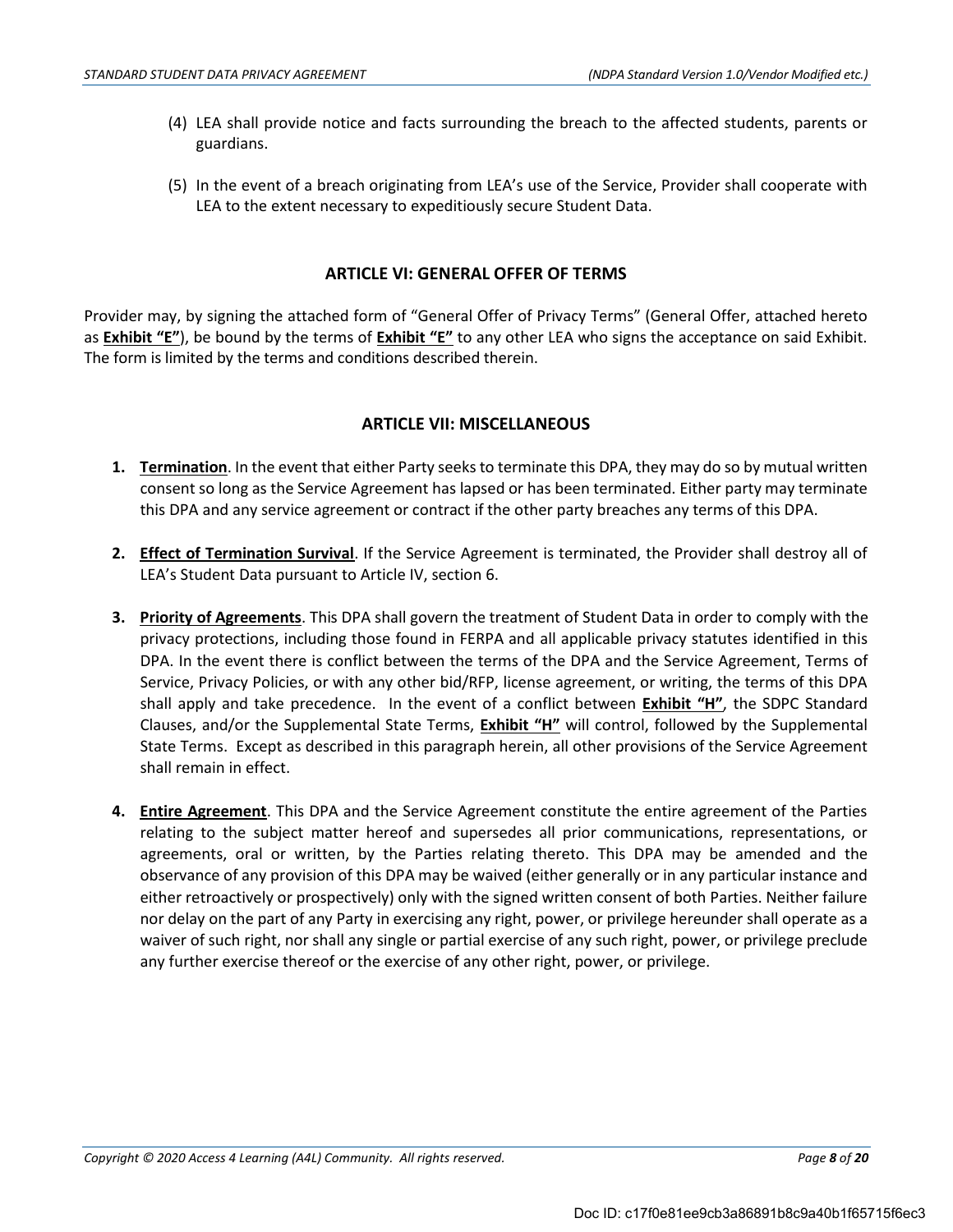(4) LEA shall provide notice and facts surrounding the breach to the affected students, parents or guardians.

(5) In the event of a breach originating from LEA's use of the Service, Provider shall cooperate with LEA to the extent necessary to expeditiously secure Student Data.

## ARTICLE VI: GENERAL OFFER OF TERMS

Provider may, by signing the attached form of "General Offer of Privacy Terms" (General Offer, attached hereto as **Exhibit "E"**), be bound by the terms of **Exhibit "E"** to any other LEA who signs the acceptance on said Exhibit. The form is limited by the terms and conditions described therein.

## ARTICLE VII: MISCELLANEOUS

1. **Termination**. In the event that either Party seeks to terminate this DPA, they may do so by mutual written consent so long as the Service Agreement has lapsed or has been terminated. Either party may terminate this DPA and any service agreement or contract if the other party breaches any terms of this DPA.

2. **Effect of Termination Survival**. If the Service Agreement is terminated, the Provider shall destroy all of LEA's Student Data pursuant to Article IV, section 6.

3. **Priority of Agreements**. This DPA shall govern the treatment of Student Data in order to comply with the privacy protections, including those found in FERPA and all applicable privacy statutes identified in this DPA. In the event there is conflict between the terms of the DPA and the Service Agreement, Terms of Service, Privacy Policies, or with any other bid/RFP, license agreement, or writing, the terms of this DPA shall apply and take precedence. In the event of a conflict between **Exhibit "H"**, the SDPC Standard Clauses, and/or the Supplemental State Terms, **Exhibit "H"** will control, followed by the Supplemental State Terms. Except as described in this paragraph herein, all other provisions of the Service Agreement shall remain in effect.

4. **Entire Agreement**. This DPA and the Service Agreement constitute the entire agreement of the Parties relating to the subject matter hereof and supersedes all prior communications, representations, or agreements, oral or written, by the Parties relating thereto. This DPA may be amended and the observance of any provision of this DPA may be waived (either generally or in any particular instance and either retroactively or prospectively) only with the signed written consent of both Parties. Neither failure nor delay on the part of any Party in exercising any right, power, or privilege hereunder shall operate as a waiver of such right, nor shall any single or partial exercise of any such right, power, or privilege preclude any further exercise thereof or the exercise of any other right, power, or privilege.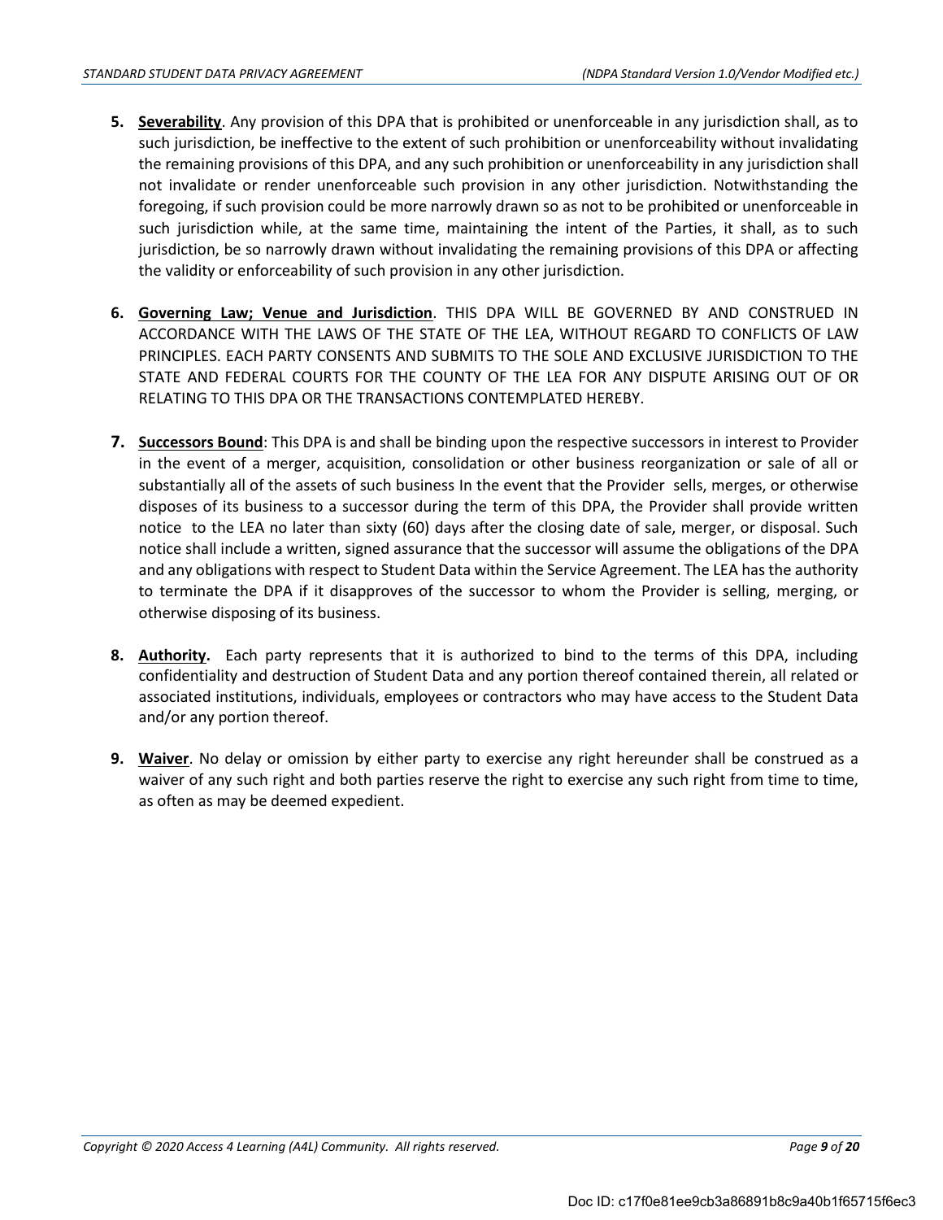5. **Severability**. Any provision of this DPA that is prohibited or unenforceable in any jurisdiction shall, as to such jurisdiction, be ineffective to the extent of such prohibition or unenforceability without invalidating the remaining provisions of this DPA, and any such prohibition or unenforceability in any jurisdiction shall not invalidate or render unenforceable such provision in any other jurisdiction. Notwithstanding the foregoing, if such provision could be more narrowly drawn so as not to be prohibited or unenforceable in such jurisdiction while, at the same time, maintaining the intent of the Parties, it shall, as to such jurisdiction, be so narrowly drawn without invalidating the remaining provisions of this DPA or affecting the validity or enforceability of such provision in any other jurisdiction.

6. **Governing Law; Venue and Jurisdiction**. THIS DPA WILL BE GOVERNED BY AND CONSTRUED IN ACCORDANCE WITH THE LAWS OF THE STATE OF THE LEA, WITHOUT REGARD TO CONFLICTS OF LAW PRINCIPLES. EACH PARTY CONSENTS AND SUBMITS TO THE SOLE AND EXCLUSIVE JURISDICTION TO THE STATE AND FEDERAL COURTS FOR THE COUNTY OF THE LEA FOR ANY DISPUTE ARISING OUT OF OR RELATING TO THIS DPA OR THE TRANSACTIONS CONTEMPLATED HEREBY.

7. **Successors Bound**: This DPA is and shall be binding upon the respective successors in interest to Provider in the event of a merger, acquisition, consolidation or other business reorganization or sale of all or substantially all of the assets of such business In the event that the Provider sells, merges, or otherwise disposes of its business to a successor during the term of this DPA, the Provider shall provide written notice to the LEA no later than sixty (60) days after the closing date of sale, merger, or disposal. Such notice shall include a written, signed assurance that the successor will assume the obligations of the DPA and any obligations with respect to Student Data within the Service Agreement. The LEA has the authority to terminate the DPA if it disapproves of the successor to whom the Provider is selling, merging, or otherwise disposing of its business.

8. **Authority.** Each party represents that it is authorized to bind to the terms of this DPA, including confidentiality and destruction of Student Data and any portion thereof contained therein, all related or associated institutions, individuals, employees or contractors who may have access to the Student Data and/or any portion thereof.

9. **Waiver**. No delay or omission by either party to exercise any right hereunder shall be construed as a waiver of any such right and both parties reserve the right to exercise any such right from time to time, as often as may be deemed expedient.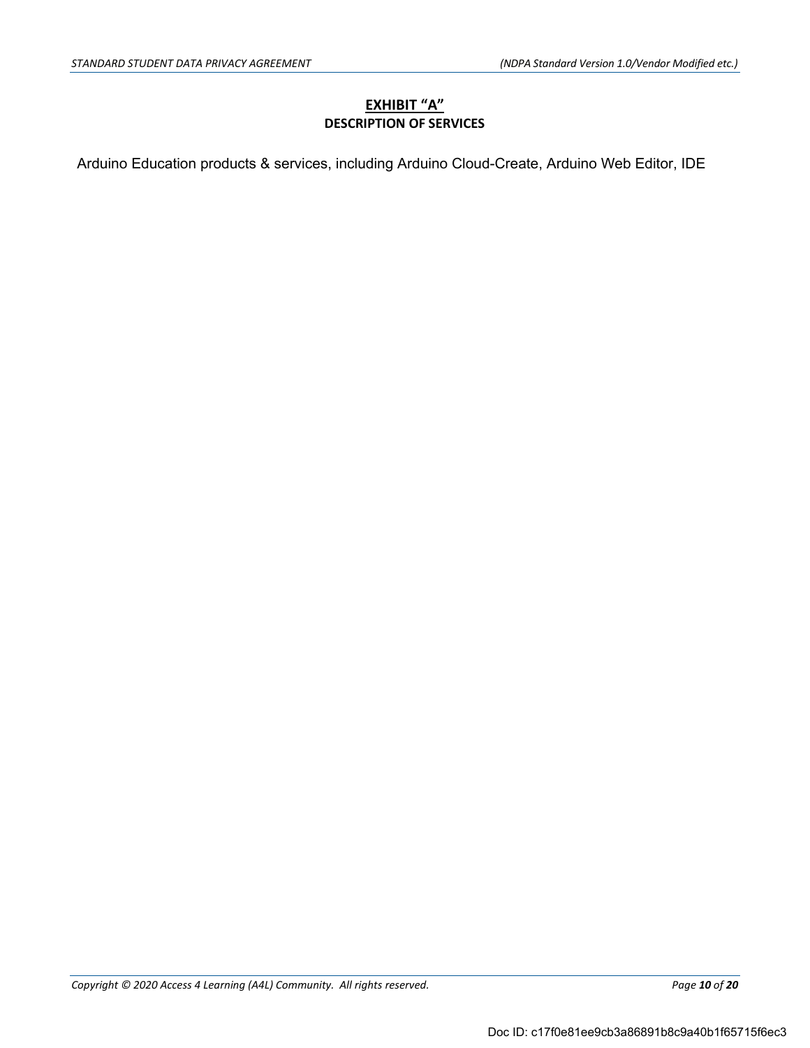## EXHIBIT "A"

### DESCRIPTION OF SERVICES

Arduino Education products & services, including Arduino Cloud-Create, Arduino Web Editor, IDE

Doc ID: c17f0e81ee9cb3a86891b8c9a40b1f65715f6ec3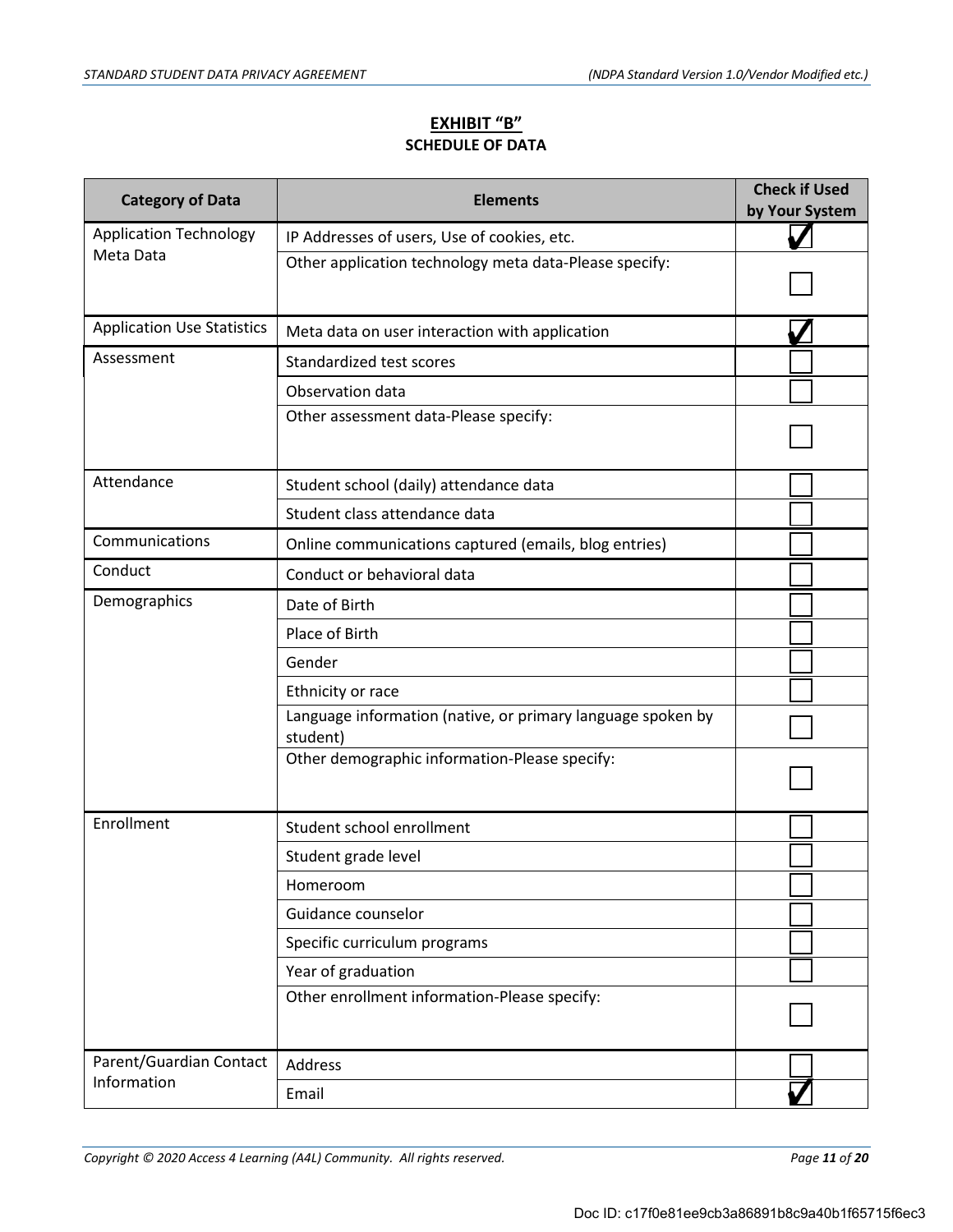## EXHIBIT "B"

### SCHEDULE OF DATA

| Category of Data | Elements | Check if Used by Your System |
|---|---|---|
| Application Technology Meta Data | IP Addresses of users, Use of cookies, etc. | ✓ |
| | Other application technology meta data-Please specify: | ☐ |
| Application Use Statistics | Meta data on user interaction with application | ✓ |
| Assessment | Standardized test scores | ☐ |
| | Observation data | ☐ |
| | Other assessment data-Please specify: | ☐ |
| Attendance | Student school (daily) attendance data | ☐ |
| | Student class attendance data | ☐ |
| Communications | Online communications captured (emails, blog entries) | ☐ |
| Conduct | Conduct or behavioral data | ☐ |
| Demographics | Date of Birth | ☐ |
| | Place of Birth | ☐ |
| | Gender | ☐ |
| | Ethnicity or race | ☐ |
| | Language information (native, or primary language spoken by student) | ☐ |
| | Other demographic information-Please specify: | ☐ |
| Enrollment | Student school enrollment | ☐ |
| | Student grade level | ☐ |
| | Homeroom | ☐ |
| | Guidance counselor | ☐ |
| | Specific curriculum programs | ☐ |
| | Year of graduation | ☐ |
| | Other enrollment information-Please specify: | ☐ |
| Parent/Guardian Contact Information | Address | ☐ |
| | Email | ✓ |

Doc ID: c17f0e81ee9cb3a86891b8c9a40b1f65715f6ec3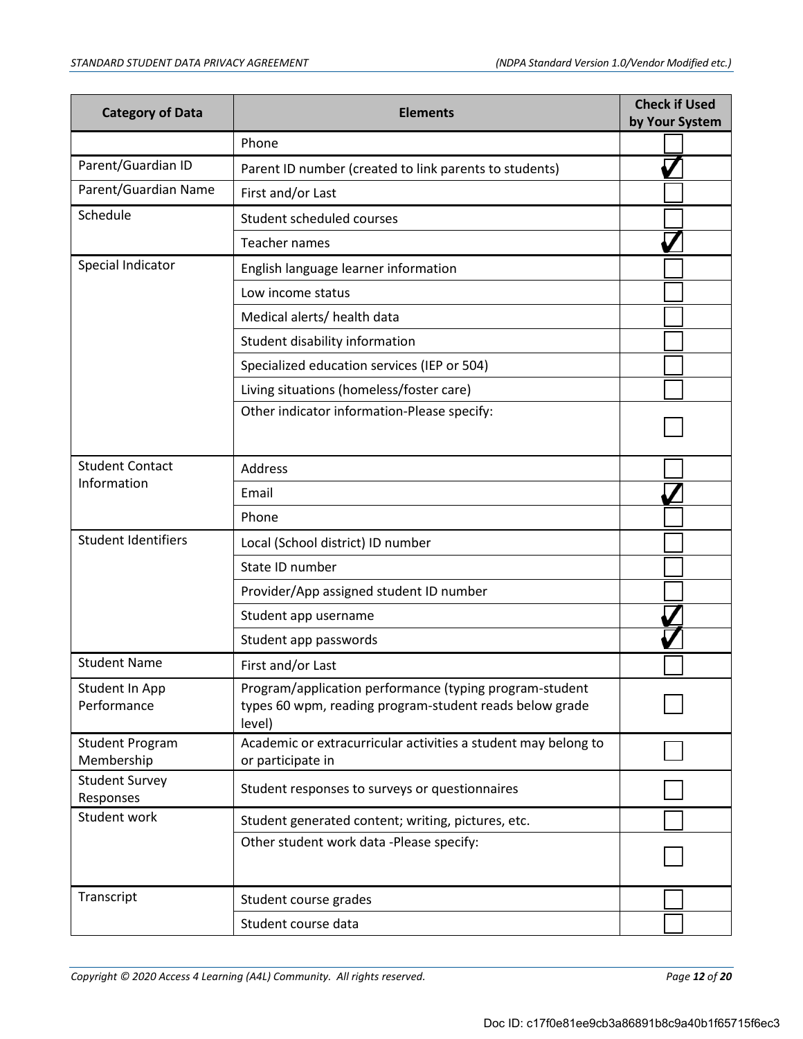| Category of Data | Elements | Check if Used by Your System |
|---|---|---|
| | Phone | ☐ |
| Parent/Guardian ID | Parent ID number (created to link parents to students) | ✓ |
| Parent/Guardian Name | First and/or Last | ☐ |
| Schedule | Student scheduled courses | ☐ |
| | Teacher names | ✓ |
| Special Indicator | English language learner information | ☐ |
| | Low income status | ☐ |
| | Medical alerts/ health data | ☐ |
| | Student disability information | ☐ |
| | Specialized education services (IEP or 504) | ☐ |
| | Living situations (homeless/foster care) | ☐ |
| | Other indicator information-Please specify: | ☐ |
| Student Contact Information | Address | ☐ |
| | Email | ✓ |
| | Phone | ☐ |
| Student Identifiers | Local (School district) ID number | ☐ |
| | State ID number | ☐ |
| | Provider/App assigned student ID number | ☐ |
| | Student app username | ✓ |
| | Student app passwords | ✓ |
| Student Name | First and/or Last | ☐ |
| Student In App Performance | Program/application performance (typing program-student types 60 wpm, reading program-student reads below grade level) | ☐ |
| Student Program Membership | Academic or extracurricular activities a student may belong to or participate in | ☐ |
| Student Survey Responses | Student responses to surveys or questionnaires | ☐ |
| Student work | Student generated content; writing, pictures, etc. | ☐ |
| | Other student work data -Please specify: | ☐ |
| Transcript | Student course grades | ☐ |
| | Student course data | ☐ |

Doc ID: c17f0e81ee9cb3a86891b8c9a40b1f65715f6ec3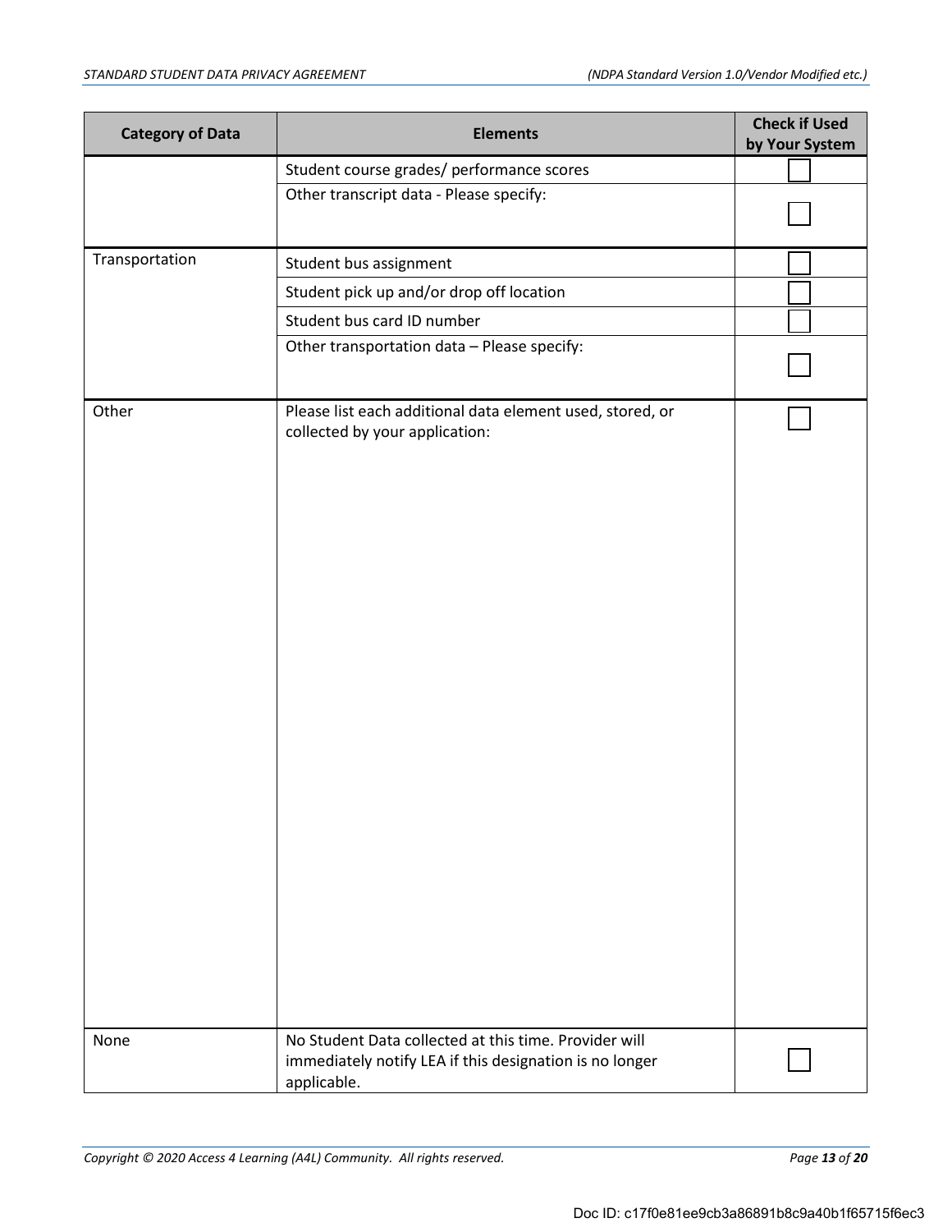| Category of Data | Elements | Check if Used by Your System |
|---|---|---|
| | Student course grades/ performance scores | ☐ |
| | Other transcript data - Please specify: | ☐ |
| Transportation | Student bus assignment | ☐ |
| | Student pick up and/or drop off location | ☐ |
| | Student bus card ID number | ☐ |
| | Other transportation data – Please specify: | ☐ |
| Other | Please list each additional data element used, stored, or collected by your application: | ☐ |
| None | No Student Data collected at this time. Provider will immediately notify LEA if this designation is no longer applicable. | ☐ |

Doc ID: c17f0e81ee9cb3a86891b8c9a40b1f65715f6ec3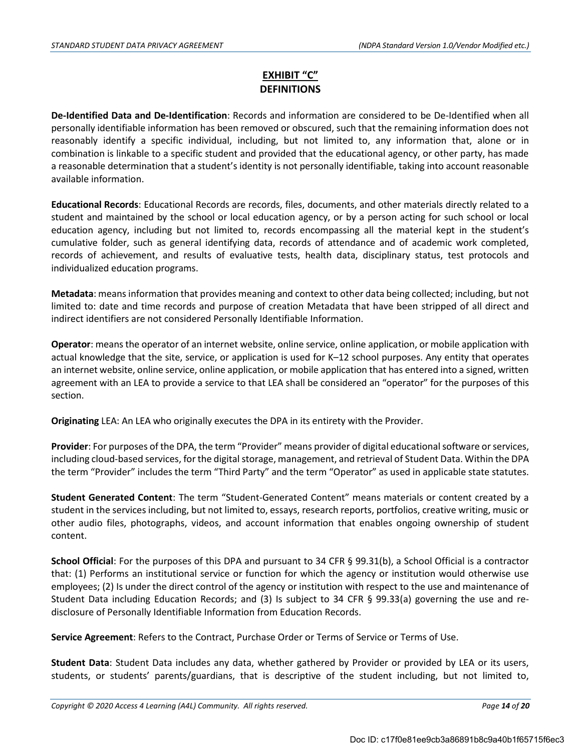## EXHIBIT "C"
## DEFINITIONS

**De-Identified Data and De-Identification**: Records and information are considered to be De-Identified when all personally identifiable information has been removed or obscured, such that the remaining information does not reasonably identify a specific individual, including, but not limited to, any information that, alone or in combination is linkable to a specific student and provided that the educational agency, or other party, has made a reasonable determination that a student's identity is not personally identifiable, taking into account reasonable available information.

**Educational Records**: Educational Records are records, files, documents, and other materials directly related to a student and maintained by the school or local education agency, or by a person acting for such school or local education agency, including but not limited to, records encompassing all the material kept in the student's cumulative folder, such as general identifying data, records of attendance and of academic work completed, records of achievement, and results of evaluative tests, health data, disciplinary status, test protocols and individualized education programs.

**Metadata**: means information that provides meaning and context to other data being collected; including, but not limited to: date and time records and purpose of creation Metadata that have been stripped of all direct and indirect identifiers are not considered Personally Identifiable Information.

**Operator**: means the operator of an internet website, online service, online application, or mobile application with actual knowledge that the site, service, or application is used for K–12 school purposes. Any entity that operates an internet website, online service, online application, or mobile application that has entered into a signed, written agreement with an LEA to provide a service to that LEA shall be considered an "operator" for the purposes of this section.

**Originating** LEA: An LEA who originally executes the DPA in its entirety with the Provider.

**Provider**: For purposes of the DPA, the term "Provider" means provider of digital educational software or services, including cloud-based services, for the digital storage, management, and retrieval of Student Data. Within the DPA the term "Provider" includes the term "Third Party" and the term "Operator" as used in applicable state statutes.

**Student Generated Content**: The term "Student-Generated Content" means materials or content created by a student in the services including, but not limited to, essays, research reports, portfolios, creative writing, music or other audio files, photographs, videos, and account information that enables ongoing ownership of student content.

**School Official**: For the purposes of this DPA and pursuant to 34 CFR § 99.31(b), a School Official is a contractor that: (1) Performs an institutional service or function for which the agency or institution would otherwise use employees; (2) Is under the direct control of the agency or institution with respect to the use and maintenance of Student Data including Education Records; and (3) Is subject to 34 CFR § 99.33(a) governing the use and re-disclosure of Personally Identifiable Information from Education Records.

**Service Agreement**: Refers to the Contract, Purchase Order or Terms of Service or Terms of Use.

**Student Data**: Student Data includes any data, whether gathered by Provider or provided by LEA or its users, students, or students' parents/guardians, that is descriptive of the student including, but not limited to,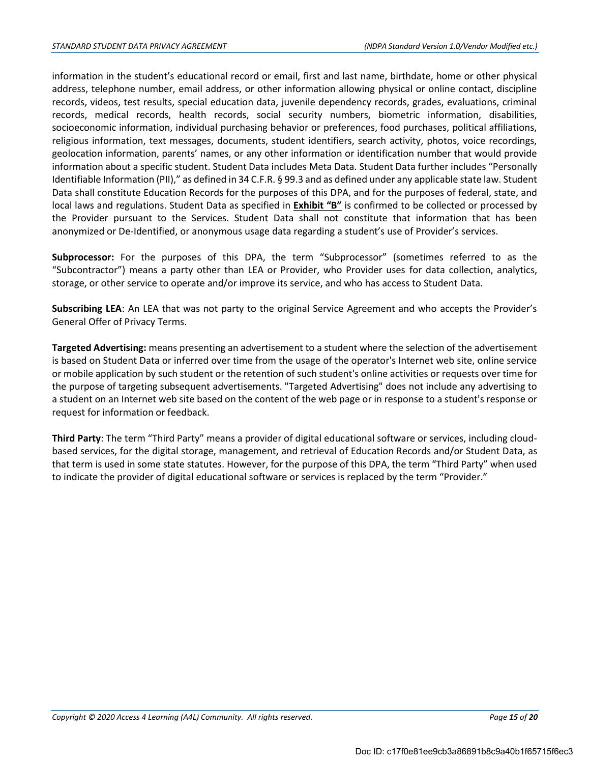information in the student's educational record or email, first and last name, birthdate, home or other physical address, telephone number, email address, or other information allowing physical or online contact, discipline records, videos, test results, special education data, juvenile dependency records, grades, evaluations, criminal records, medical records, health records, social security numbers, biometric information, disabilities, socioeconomic information, individual purchasing behavior or preferences, food purchases, political affiliations, religious information, text messages, documents, student identifiers, search activity, photos, voice recordings, geolocation information, parents' names, or any other information or identification number that would provide information about a specific student. Student Data includes Meta Data. Student Data further includes "Personally Identifiable Information (PII)," as defined in 34 C.F.R. § 99.3 and as defined under any applicable state law. Student Data shall constitute Education Records for the purposes of this DPA, and for the purposes of federal, state, and local laws and regulations. Student Data as specified in **Exhibit "B"** is confirmed to be collected or processed by the Provider pursuant to the Services. Student Data shall not constitute that information that has been anonymized or De-Identified, or anonymous usage data regarding a student's use of Provider's services.

**Subprocessor:** For the purposes of this DPA, the term "Subprocessor" (sometimes referred to as the "Subcontractor") means a party other than LEA or Provider, who Provider uses for data collection, analytics, storage, or other service to operate and/or improve its service, and who has access to Student Data.

**Subscribing LEA**: An LEA that was not party to the original Service Agreement and who accepts the Provider's General Offer of Privacy Terms.

**Targeted Advertising:** means presenting an advertisement to a student where the selection of the advertisement is based on Student Data or inferred over time from the usage of the operator's Internet web site, online service or mobile application by such student or the retention of such student's online activities or requests over time for the purpose of targeting subsequent advertisements. "Targeted Advertising" does not include any advertising to a student on an Internet web site based on the content of the web page or in response to a student's response or request for information or feedback.

**Third Party**: The term "Third Party" means a provider of digital educational software or services, including cloud-based services, for the digital storage, management, and retrieval of Education Records and/or Student Data, as that term is used in some state statutes. However, for the purpose of this DPA, the term "Third Party" when used to indicate the provider of digital educational software or services is replaced by the term "Provider."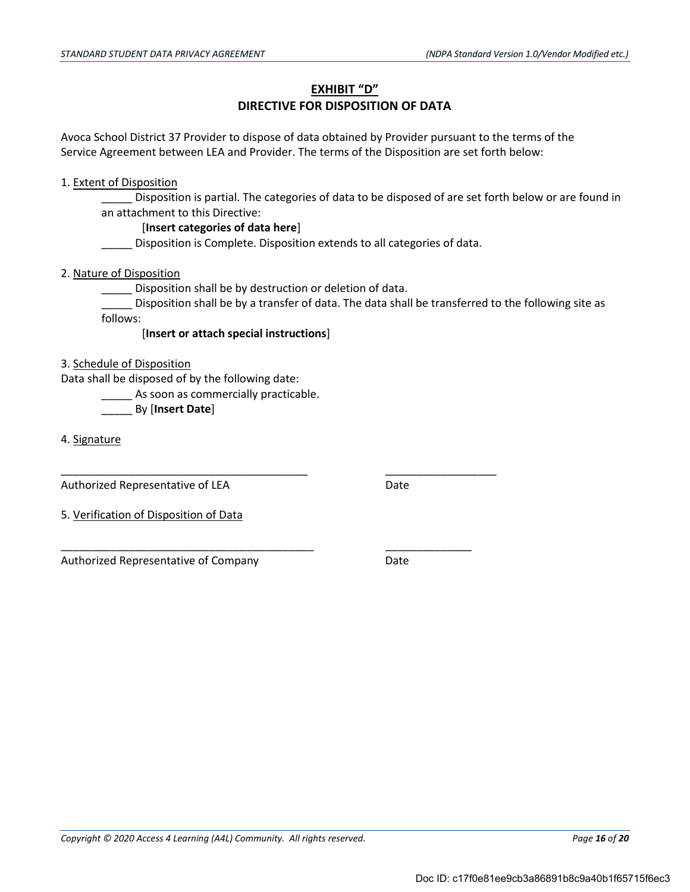## EXHIBIT "D"

## DIRECTIVE FOR DISPOSITION OF DATA

Avoca School District 37 Provider to dispose of data obtained by Provider pursuant to the terms of the Service Agreement between LEA and Provider. The terms of the Disposition are set forth below:

1. Extent of Disposition

_____ Disposition is partial. The categories of data to be disposed of are set forth below or are found in an attachment to this Directive:

[**Insert categories of data here**]

_____ Disposition is Complete. Disposition extends to all categories of data.

2. Nature of Disposition

_____ Disposition shall be by destruction or deletion of data.

_____ Disposition shall be by a transfer of data. The data shall be transferred to the following site as follows:

[**Insert or attach special instructions**]

3. Schedule of Disposition

Data shall be disposed of by the following date:

_____ As soon as commercially practicable.

_____ By [**Insert Date**]

4. Signature

___________________________________________ ___________________

Authorized Representative of LEA Date

5. Verification of Disposition of Data

____________________________________________ _______________

Authorized Representative of Company Date

Doc ID: c17f0e81ee9cb3a86891b8c9a40b1f65715f6ec3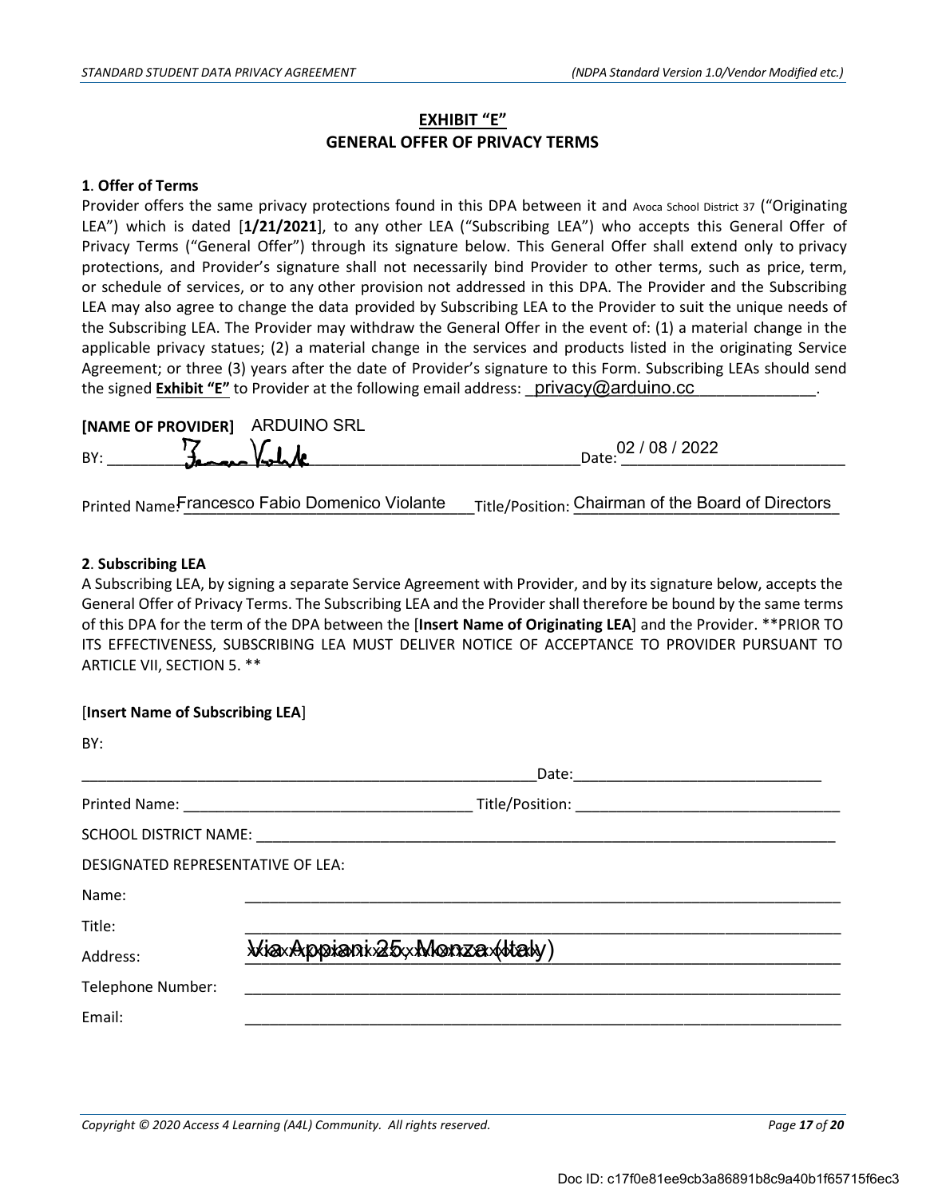## EXHIBIT "E"

## GENERAL OFFER OF PRIVACY TERMS

**1. Offer of Terms**

Provider offers the same privacy protections found in this DPA between it and Avoca School District 37 ("Originating LEA") which is dated [**1/21/2021**], to any other LEA ("Subscribing LEA") who accepts this General Offer of Privacy Terms ("General Offer") through its signature below. This General Offer shall extend only to privacy protections, and Provider's signature shall not necessarily bind Provider to other terms, such as price, term, or schedule of services, or to any other provision not addressed in this DPA. The Provider and the Subscribing LEA may also agree to change the data provided by Subscribing LEA to the Provider to suit the unique needs of the Subscribing LEA. The Provider may withdraw the General Offer in the event of: (1) a material change in the applicable privacy statues; (2) a material change in the services and products listed in the originating Service Agreement; or three (3) years after the date of Provider's signature to this Form. Subscribing LEAs should send the signed **Exhibit "E"** to Provider at the following email address: privacy@arduino.cc.

**[NAME OF PROVIDER]** ARDUINO SRL

BY: ______________________ Date: 02 / 08 / 2022

Printed Name: Francesco Fabio Domenico Violante Title/Position: Chairman of the Board of Directors

**2. Subscribing LEA**

A Subscribing LEA, by signing a separate Service Agreement with Provider, and by its signature below, accepts the General Offer of Privacy Terms. The Subscribing LEA and the Provider shall therefore be bound by the same terms of this DPA for the term of the DPA between the [**Insert Name of Originating LEA**] and the Provider. **PRIOR TO ITS EFFECTIVENESS, SUBSCRIBING LEA MUST DELIVER NOTICE OF ACCEPTANCE TO PROVIDER PURSUANT TO ARTICLE VII, SECTION 5. **

[**Insert Name of Subscribing LEA**]

BY:

______________________ Date: ______________________

Printed Name: ______________________ Title/Position: ______________________

SCHOOL DISTRICT NAME: ______________________

DESIGNATED REPRESENTATIVE OF LEA:

Name: ______________________

Title: ______________________

Address: Via Appiani 25, Monza (Italy)

Telephone Number: ______________________

Email: ______________________

Doc ID: c17f0e81ee9cb3a86891b8c9a40b1f65715f6ec3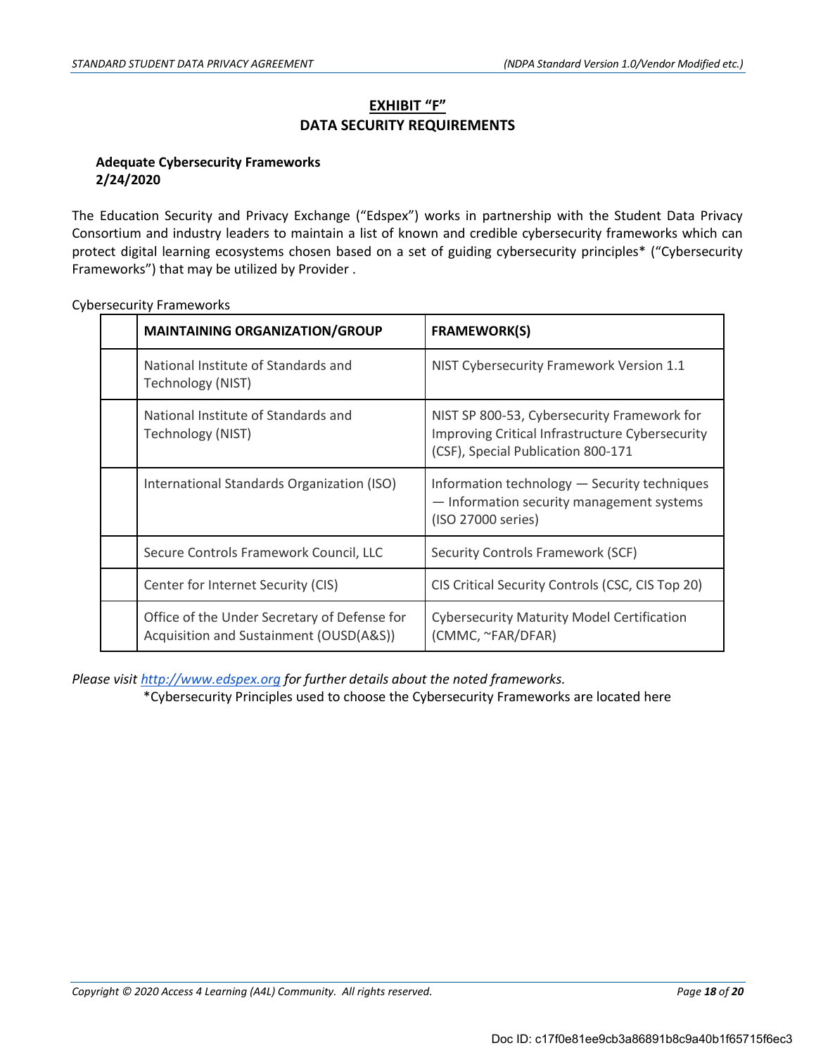## EXHIBIT "F"
## DATA SECURITY REQUIREMENTS

**Adequate Cybersecurity Frameworks**
**2/24/2020**

The Education Security and Privacy Exchange ("Edspex") works in partnership with the Student Data Privacy Consortium and industry leaders to maintain a list of known and credible cybersecurity frameworks which can protect digital learning ecosystems chosen based on a set of guiding cybersecurity principles* ("Cybersecurity Frameworks") that may be utilized by Provider .

Cybersecurity Frameworks

| | MAINTAINING ORGANIZATION/GROUP | FRAMEWORK(S) |
|---|---|---|
| | National Institute of Standards and Technology (NIST) | NIST Cybersecurity Framework Version 1.1 |
| | National Institute of Standards and Technology (NIST) | NIST SP 800-53, Cybersecurity Framework for Improving Critical Infrastructure Cybersecurity (CSF), Special Publication 800-171 |
| | International Standards Organization (ISO) | Information technology — Security techniques — Information security management systems (ISO 27000 series) |
| | Secure Controls Framework Council, LLC | Security Controls Framework (SCF) |
| | Center for Internet Security (CIS) | CIS Critical Security Controls (CSC, CIS Top 20) |
| | Office of the Under Secretary of Defense for Acquisition and Sustainment (OUSD(A&S)) | Cybersecurity Maturity Model Certification (CMMC, ~FAR/DFAR) |

*Please visit [http://www.edspex.org](http://www.edspex.org) for further details about the noted frameworks.*

*Cybersecurity Principles used to choose the Cybersecurity Frameworks are located here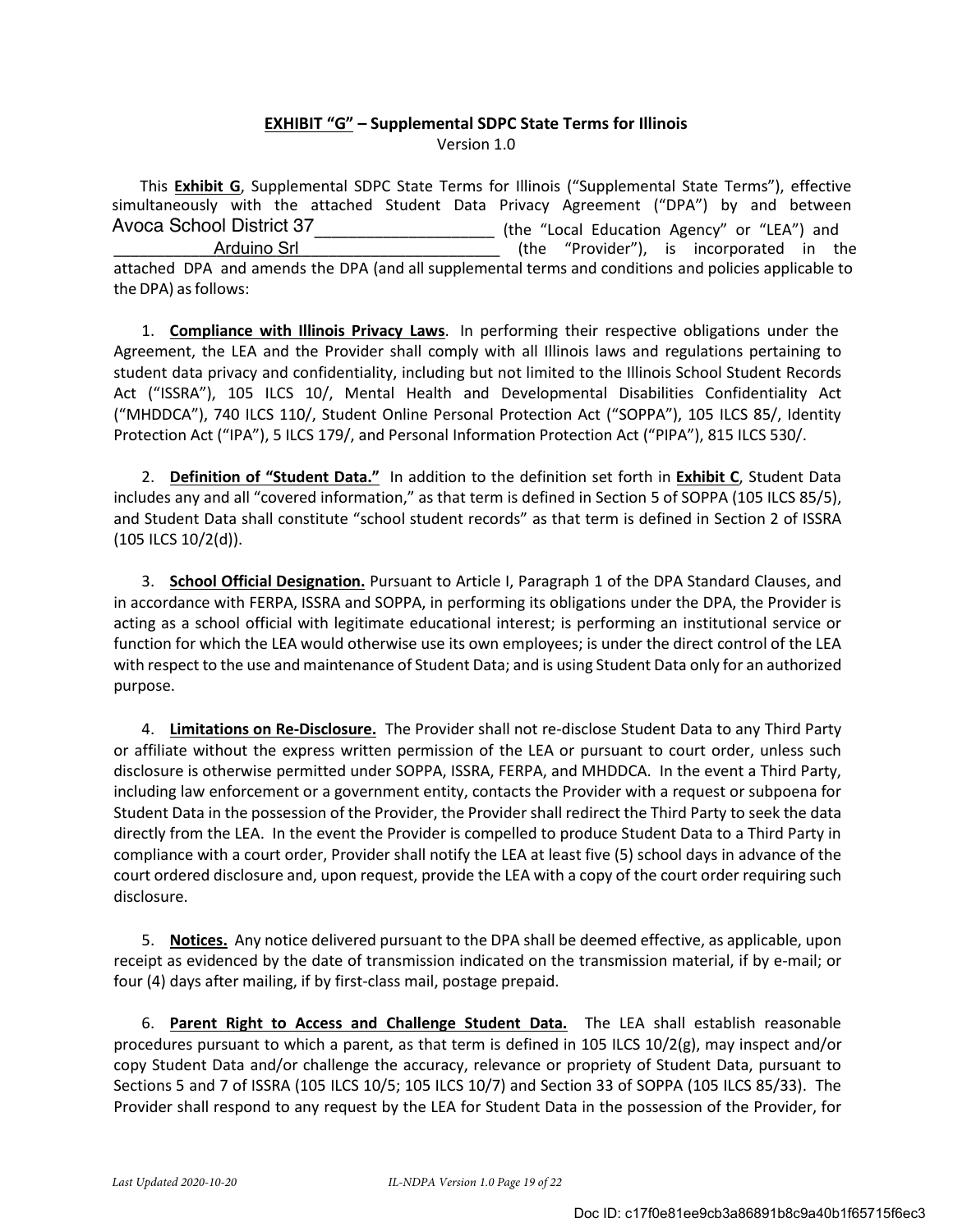**EXHIBIT "G" – Supplemental SDPC State Terms for Illinois**

Version 1.0

This **Exhibit G**, Supplemental SDPC State Terms for Illinois ("Supplemental State Terms"), effective simultaneously with the attached Student Data Privacy Agreement ("DPA") by and between Avoca School District 37___________________ (the "Local Education Agency" or "LEA") and __________Arduino Srl______________________ (the "Provider"), is incorporated in the attached DPA and amends the DPA (and all supplemental terms and conditions and policies applicable to the DPA) as follows:

1. **Compliance with Illinois Privacy Laws**. In performing their respective obligations under the Agreement, the LEA and the Provider shall comply with all Illinois laws and regulations pertaining to student data privacy and confidentiality, including but not limited to the Illinois School Student Records Act ("ISSRA"), 105 ILCS 10/, Mental Health and Developmental Disabilities Confidentiality Act ("MHDDCA"), 740 ILCS 110/, Student Online Personal Protection Act ("SOPPA"), 105 ILCS 85/, Identity Protection Act ("IPA"), 5 ILCS 179/, and Personal Information Protection Act ("PIPA"), 815 ILCS 530/.

2. **Definition of "Student Data."** In addition to the definition set forth in **Exhibit C**, Student Data includes any and all "covered information," as that term is defined in Section 5 of SOPPA (105 ILCS 85/5), and Student Data shall constitute "school student records" as that term is defined in Section 2 of ISSRA (105 ILCS 10/2(d)).

3. **School Official Designation.** Pursuant to Article I, Paragraph 1 of the DPA Standard Clauses, and in accordance with FERPA, ISSRA and SOPPA, in performing its obligations under the DPA, the Provider is acting as a school official with legitimate educational interest; is performing an institutional service or function for which the LEA would otherwise use its own employees; is under the direct control of the LEA with respect to the use and maintenance of Student Data; and is using Student Data only for an authorized purpose.

4. **Limitations on Re-Disclosure.** The Provider shall not re-disclose Student Data to any Third Party or affiliate without the express written permission of the LEA or pursuant to court order, unless such disclosure is otherwise permitted under SOPPA, ISSRA, FERPA, and MHDDCA. In the event a Third Party, including law enforcement or a government entity, contacts the Provider with a request or subpoena for Student Data in the possession of the Provider, the Provider shall redirect the Third Party to seek the data directly from the LEA. In the event the Provider is compelled to produce Student Data to a Third Party in compliance with a court order, Provider shall notify the LEA at least five (5) school days in advance of the court ordered disclosure and, upon request, provide the LEA with a copy of the court order requiring such disclosure.

5. **Notices.** Any notice delivered pursuant to the DPA shall be deemed effective, as applicable, upon receipt as evidenced by the date of transmission indicated on the transmission material, if by e-mail; or four (4) days after mailing, if by first-class mail, postage prepaid.

6. **Parent Right to Access and Challenge Student Data.** The LEA shall establish reasonable procedures pursuant to which a parent, as that term is defined in 105 ILCS 10/2(g), may inspect and/or copy Student Data and/or challenge the accuracy, relevance or propriety of Student Data, pursuant to Sections 5 and 7 of ISSRA (105 ILCS 10/5; 105 ILCS 10/7) and Section 33 of SOPPA (105 ILCS 85/33). The Provider shall respond to any request by the LEA for Student Data in the possession of the Provider, for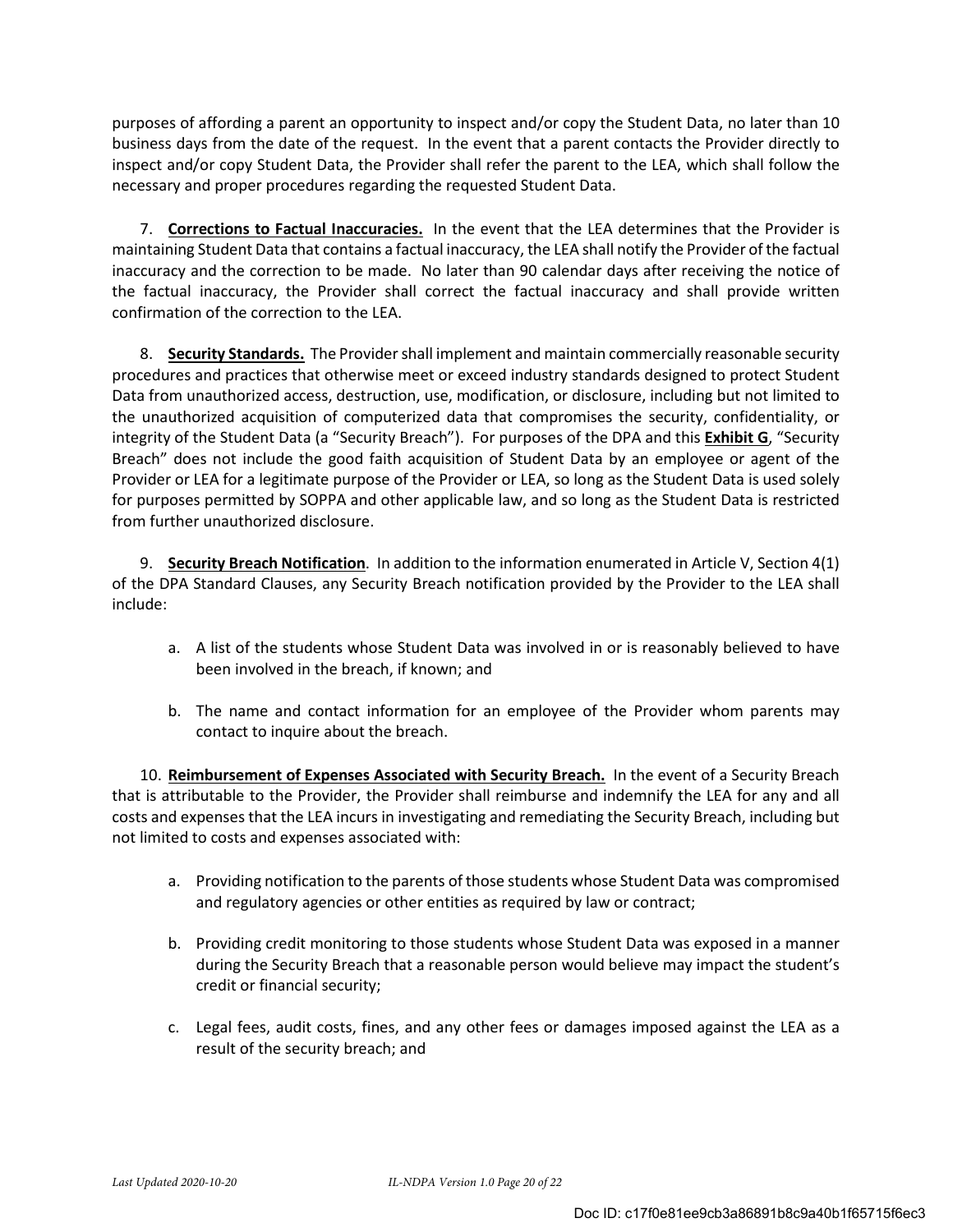purposes of affording a parent an opportunity to inspect and/or copy the Student Data, no later than 10 business days from the date of the request. In the event that a parent contacts the Provider directly to inspect and/or copy Student Data, the Provider shall refer the parent to the LEA, which shall follow the necessary and proper procedures regarding the requested Student Data.

7. **Corrections to Factual Inaccuracies.** In the event that the LEA determines that the Provider is maintaining Student Data that contains a factual inaccuracy, the LEA shall notify the Provider of the factual inaccuracy and the correction to be made. No later than 90 calendar days after receiving the notice of the factual inaccuracy, the Provider shall correct the factual inaccuracy and shall provide written confirmation of the correction to the LEA.

8. **Security Standards.** The Provider shall implement and maintain commercially reasonable security procedures and practices that otherwise meet or exceed industry standards designed to protect Student Data from unauthorized access, destruction, use, modification, or disclosure, including but not limited to the unauthorized acquisition of computerized data that compromises the security, confidentiality, or integrity of the Student Data (a "Security Breach"). For purposes of the DPA and this **Exhibit G**, "Security Breach" does not include the good faith acquisition of Student Data by an employee or agent of the Provider or LEA for a legitimate purpose of the Provider or LEA, so long as the Student Data is used solely for purposes permitted by SOPPA and other applicable law, and so long as the Student Data is restricted from further unauthorized disclosure.

9. **Security Breach Notification**. In addition to the information enumerated in Article V, Section 4(1) of the DPA Standard Clauses, any Security Breach notification provided by the Provider to the LEA shall include:

   a. A list of the students whose Student Data was involved in or is reasonably believed to have been involved in the breach, if known; and

   b. The name and contact information for an employee of the Provider whom parents may contact to inquire about the breach.

10. **Reimbursement of Expenses Associated with Security Breach.** In the event of a Security Breach that is attributable to the Provider, the Provider shall reimburse and indemnify the LEA for any and all costs and expenses that the LEA incurs in investigating and remediating the Security Breach, including but not limited to costs and expenses associated with:

   a. Providing notification to the parents of those students whose Student Data was compromised and regulatory agencies or other entities as required by law or contract;

   b. Providing credit monitoring to those students whose Student Data was exposed in a manner during the Security Breach that a reasonable person would believe may impact the student's credit or financial security;

   c. Legal fees, audit costs, fines, and any other fees or damages imposed against the LEA as a result of the security breach; and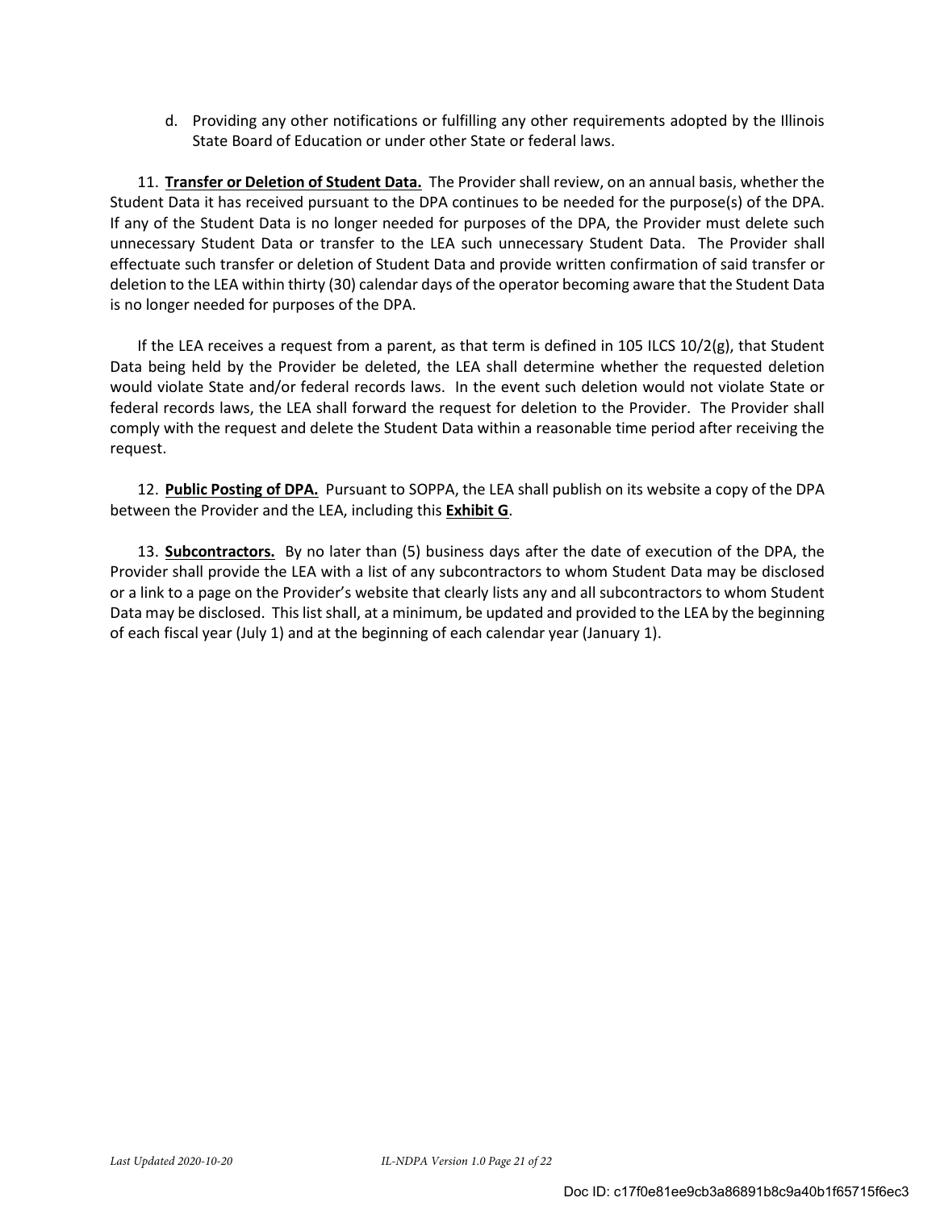d. Providing any other notifications or fulfilling any other requirements adopted by the Illinois State Board of Education or under other State or federal laws.

11. **Transfer or Deletion of Student Data.** The Provider shall review, on an annual basis, whether the Student Data it has received pursuant to the DPA continues to be needed for the purpose(s) of the DPA. If any of the Student Data is no longer needed for purposes of the DPA, the Provider must delete such unnecessary Student Data or transfer to the LEA such unnecessary Student Data. The Provider shall effectuate such transfer or deletion of Student Data and provide written confirmation of said transfer or deletion to the LEA within thirty (30) calendar days of the operator becoming aware that the Student Data is no longer needed for purposes of the DPA.

If the LEA receives a request from a parent, as that term is defined in 105 ILCS 10/2(g), that Student Data being held by the Provider be deleted, the LEA shall determine whether the requested deletion would violate State and/or federal records laws. In the event such deletion would not violate State or federal records laws, the LEA shall forward the request for deletion to the Provider. The Provider shall comply with the request and delete the Student Data within a reasonable time period after receiving the request.

12. **Public Posting of DPA.** Pursuant to SOPPA, the LEA shall publish on its website a copy of the DPA between the Provider and the LEA, including this **Exhibit G**.

13. **Subcontractors.** By no later than (5) business days after the date of execution of the DPA, the Provider shall provide the LEA with a list of any subcontractors to whom Student Data may be disclosed or a link to a page on the Provider's website that clearly lists any and all subcontractors to whom Student Data may be disclosed. This list shall, at a minimum, be updated and provided to the LEA by the beginning of each fiscal year (July 1) and at the beginning of each calendar year (January 1).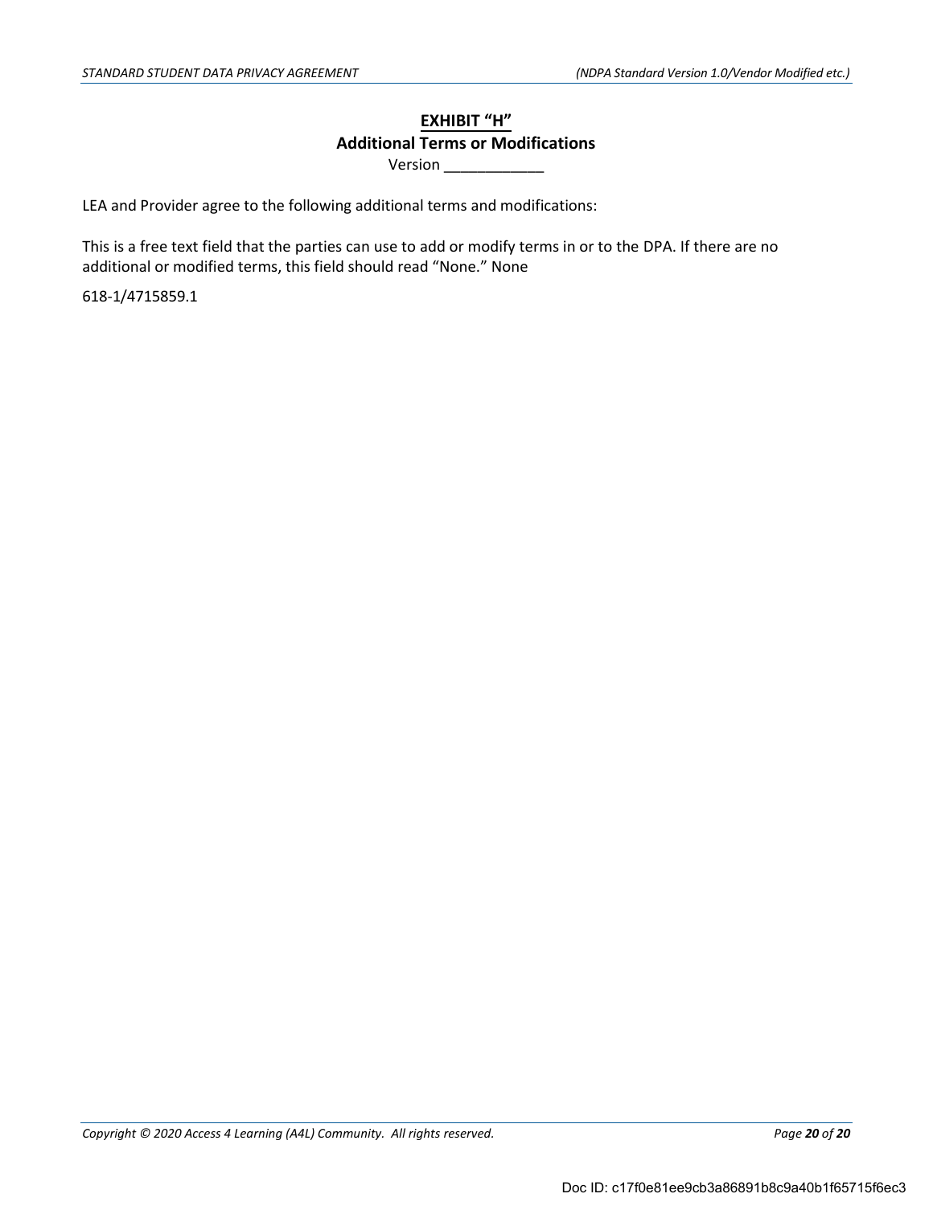# **EXHIBIT "H"**

## **Additional Terms or Modifications**

Version ____________

LEA and Provider agree to the following additional terms and modifications:

This is a free text field that the parties can use to add or modify terms in or to the DPA. If there are no additional or modified terms, this field should read "None." None

618-1/4715859.1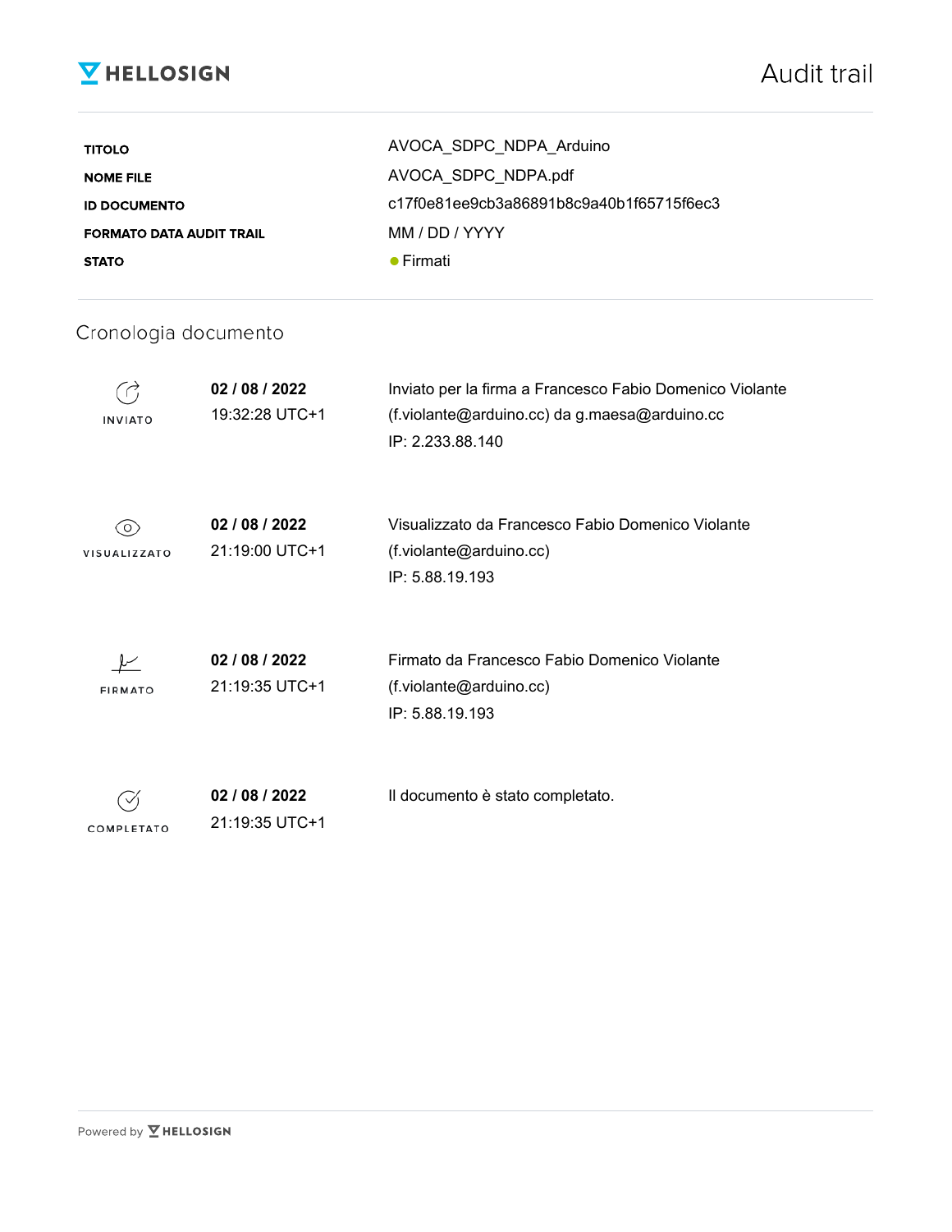HELLOSIGN

# Audit trail

| | |
|---|---|
| **TITOLO** | AVOCA_SDPC_NDPA_Arduino |
| **NOME FILE** | AVOCA_SDPC_NDPA.pdf |
| **ID DOCUMENTO** | c17f0e81ee9cb3a86891b8c9a40b1f65715f6ec3 |
| **FORMATO DATA AUDIT TRAIL** | MM / DD / YYYY |
| **STATO** | ● Firmati |

## Cronologia documento

| | | |
|---|---|---|
| INVIATO | **02 / 08 / 2022** 19:32:28 UTC+1 | Inviato per la firma a Francesco Fabio Domenico Violante (f.violante@arduino.cc) da g.maesa@arduino.cc IP: 2.233.88.140 |
| VISUALIZZATO | **02 / 08 / 2022** 21:19:00 UTC+1 | Visualizzato da Francesco Fabio Domenico Violante (f.violante@arduino.cc) IP: 5.88.19.193 |
| FIRMATO | **02 / 08 / 2022** 21:19:35 UTC+1 | Firmato da Francesco Fabio Domenico Violante (f.violante@arduino.cc) IP: 5.88.19.193 |
| COMPLETATO | **02 / 08 / 2022** 21:19:35 UTC+1 | Il documento è stato completato. |

Powered by HELLOSIGN